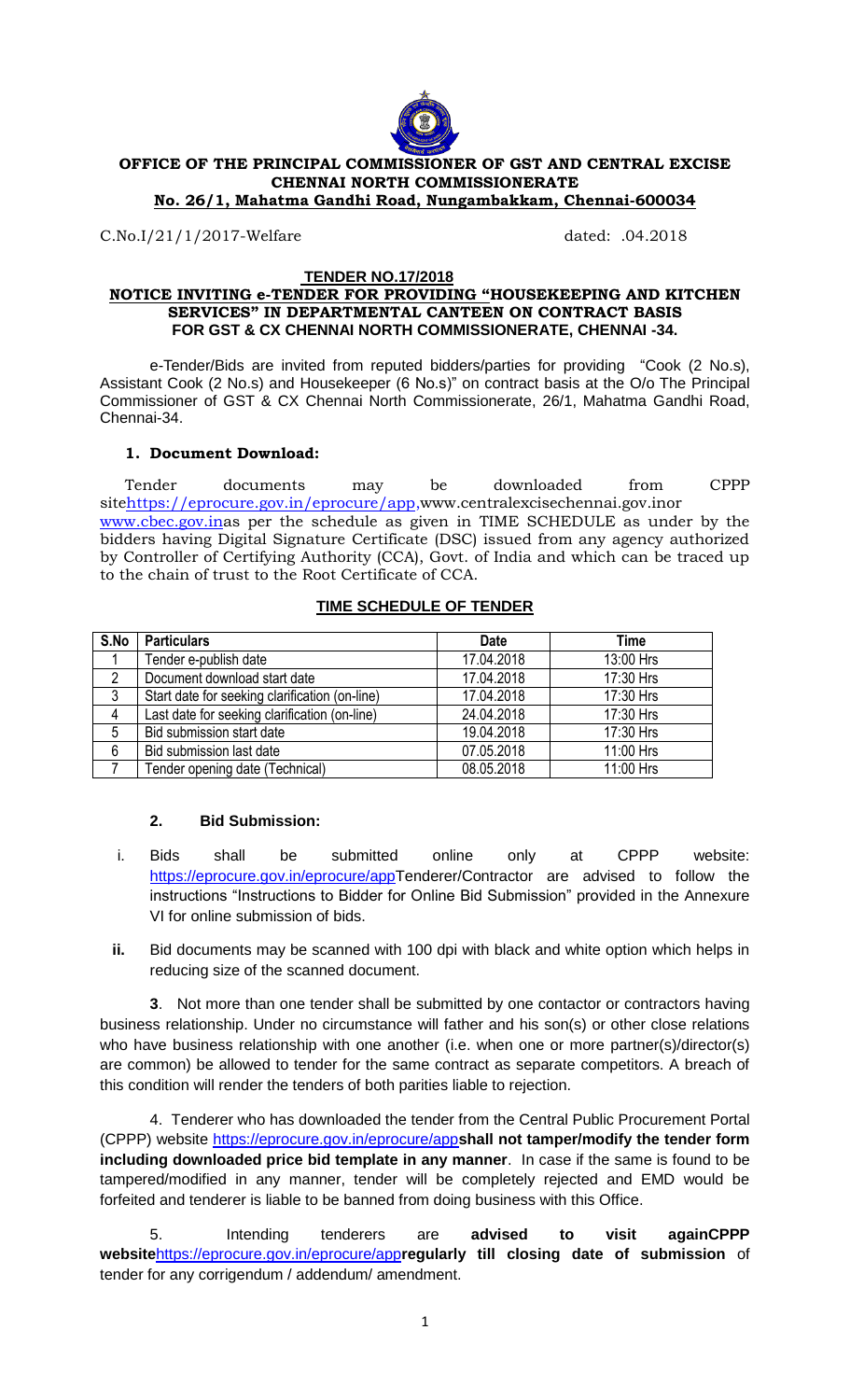**OFFICE OF THE PRINCIPAL COMMISSIONER OF GST AND CENTRAL EXCISE**
**CHENNAI NORTH COMMISSIONERATE**
**No. 26/1, Mahatma Gandhi Road, Nungambakkam, Chennai-600034**

C.No.I/21/1/2017-Welfare dated: .04.2018

**TENDER NO.17/2018**

**NOTICE INVITING e-TENDER FOR PROVIDING "HOUSEKEEPING AND KITCHEN SERVICES" IN DEPARTMENTAL CANTEEN ON CONTRACT BASIS FOR GST & CX CHENNAI NORTH COMMISSIONERATE, CHENNAI -34.**

e-Tender/Bids are invited from reputed bidders/parties for providing "Cook (2 No.s), Assistant Cook (2 No.s) and Housekeeper (6 No.s)" on contract basis at the O/o The Principal Commissioner of GST & CX Chennai North Commissionerate, 26/1, Mahatma Gandhi Road, Chennai-34.

**1. Document Download:**

Tender documents may be downloaded from CPPP sitehttps://eprocure.gov.in/eprocure/app,www.centralexcisechennai.gov.inor www.cbec.gov.inas per the schedule as given in TIME SCHEDULE as under by the bidders having Digital Signature Certificate (DSC) issued from any agency authorized by Controller of Certifying Authority (CCA), Govt. of India and which can be traced up to the chain of trust to the Root Certificate of CCA.

**TIME SCHEDULE OF TENDER**

| S.No | Particulars | Date | Time |
|---|---|---|---|
| 1 | Tender e-publish date | 17.04.2018 | 13:00 Hrs |
| 2 | Document download start date | 17.04.2018 | 17:30 Hrs |
| 3 | Start date for seeking clarification (on-line) | 17.04.2018 | 17:30 Hrs |
| 4 | Last date for seeking clarification (on-line) | 24.04.2018 | 17:30 Hrs |
| 5 | Bid submission start date | 19.04.2018 | 17:30 Hrs |
| 6 | Bid submission last date | 07.05.2018 | 11:00 Hrs |
| 7 | Tender opening date (Technical) | 08.05.2018 | 11:00 Hrs |

**2. Bid Submission:**

i. Bids shall be submitted online only at CPPP website: https://eprocure.gov.in/eprocure/appTenderer/Contractor are advised to follow the instructions "Instructions to Bidder for Online Bid Submission" provided in the Annexure VI for online submission of bids.

**ii.** Bid documents may be scanned with 100 dpi with black and white option which helps in reducing size of the scanned document.

**3**. Not more than one tender shall be submitted by one contactor or contractors having business relationship. Under no circumstance will father and his son(s) or other close relations who have business relationship with one another (i.e. when one or more partner(s)/director(s) are common) be allowed to tender for the same contract as separate competitors. A breach of this condition will render the tenders of both parities liable to rejection.

4. Tenderer who has downloaded the tender from the Central Public Procurement Portal (CPPP) website https://eprocure.gov.in/eprocure/app**shall not tamper/modify the tender form including downloaded price bid template in any manner**. In case if the same is found to be tampered/modified in any manner, tender will be completely rejected and EMD would be forfeited and tenderer is liable to be banned from doing business with this Office.

5. Intending tenderers are **advised to visit againCPPP website**https://eprocure.gov.in/eprocure/app**regularly till closing date of submission** of tender for any corrigendum / addendum/ amendment.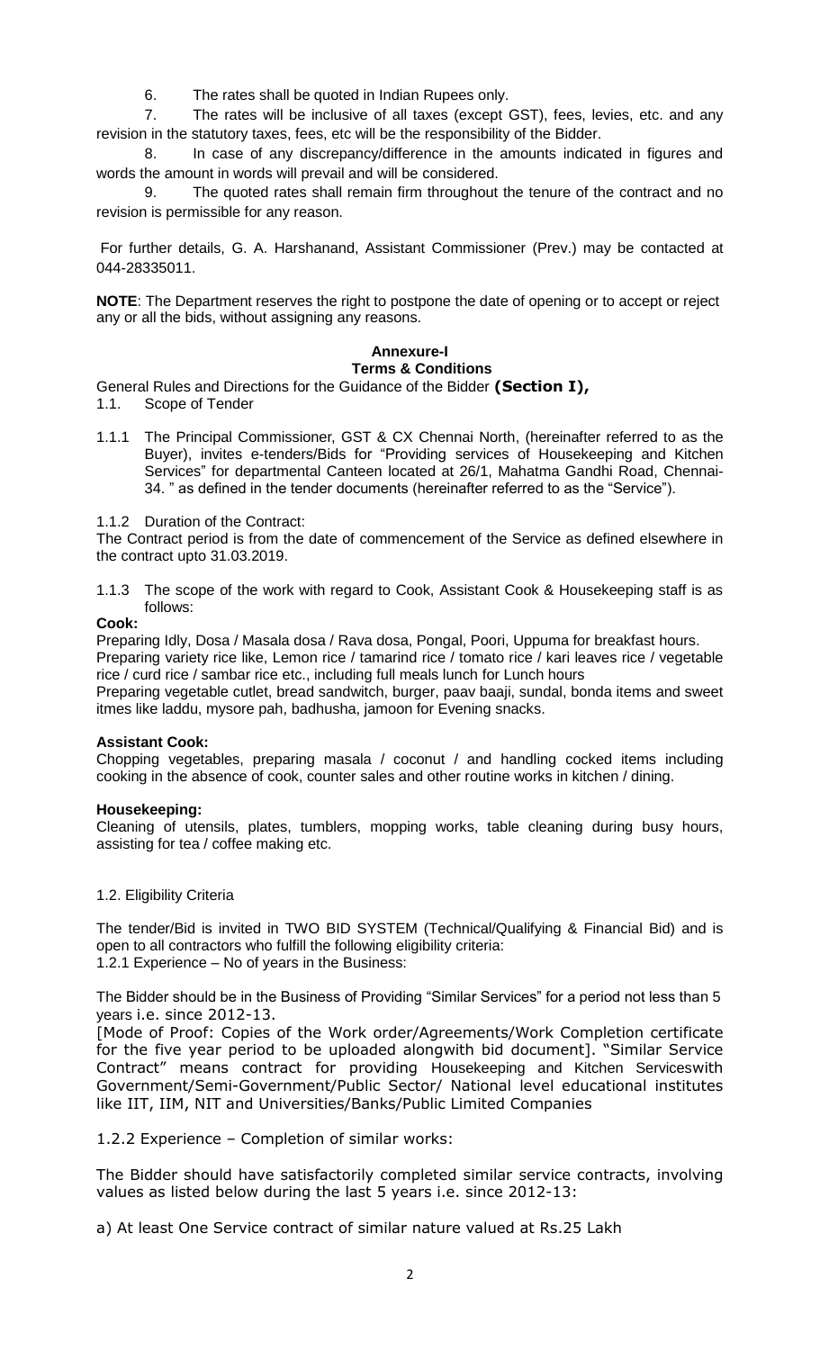6. The rates shall be quoted in Indian Rupees only.

7. The rates will be inclusive of all taxes (except GST), fees, levies, etc. and any revision in the statutory taxes, fees, etc will be the responsibility of the Bidder.

8. In case of any discrepancy/difference in the amounts indicated in figures and words the amount in words will prevail and will be considered.

9. The quoted rates shall remain firm throughout the tenure of the contract and no revision is permissible for any reason.

For further details, G. A. Harshanand, Assistant Commissioner (Prev.) may be contacted at 044-28335011.

**NOTE**: The Department reserves the right to postpone the date of opening or to accept or reject any or all the bids, without assigning any reasons.

## Annexure-I
## Terms & Conditions

General Rules and Directions for the Guidance of the Bidder **(Section I),**

1.1. Scope of Tender

1.1.1 The Principal Commissioner, GST & CX Chennai North, (hereinafter referred to as the Buyer), invites e-tenders/Bids for "Providing services of Housekeeping and Kitchen Services" for departmental Canteen located at 26/1, Mahatma Gandhi Road, Chennai-34. " as defined in the tender documents (hereinafter referred to as the "Service").

1.1.2 Duration of the Contract:

The Contract period is from the date of commencement of the Service as defined elsewhere in the contract upto 31.03.2019.

1.1.3 The scope of the work with regard to Cook, Assistant Cook & Housekeeping staff is as follows:

**Cook:**

Preparing Idly, Dosa / Masala dosa / Rava dosa, Pongal, Poori, Uppuma for breakfast hours.
Preparing variety rice like, Lemon rice / tamarind rice / tomato rice / kari leaves rice / vegetable rice / curd rice / sambar rice etc., including full meals lunch for Lunch hours
Preparing vegetable cutlet, bread sandwitch, burger, paav baaji, sundal, bonda items and sweet itmes like laddu, mysore pah, badhusha, jamoon for Evening snacks.

**Assistant Cook:**

Chopping vegetables, preparing masala / coconut / and handling cocked items including cooking in the absence of cook, counter sales and other routine works in kitchen / dining.

**Housekeeping:**

Cleaning of utensils, plates, tumblers, mopping works, table cleaning during busy hours, assisting for tea / coffee making etc.

1.2. Eligibility Criteria

The tender/Bid is invited in TWO BID SYSTEM (Technical/Qualifying & Financial Bid) and is open to all contractors who fulfill the following eligibility criteria:

1.2.1 Experience – No of years in the Business:

The Bidder should be in the Business of Providing "Similar Services" for a period not less than 5 years i.e. since 2012-13.
[Mode of Proof: Copies of the Work order/Agreements/Work Completion certificate for the five year period to be uploaded alongwith bid document]. "Similar Service Contract" means contract for providing Housekeeping and Kitchen Serviceswith Government/Semi-Government/Public Sector/ National level educational institutes like IIT, IIM, NIT and Universities/Banks/Public Limited Companies

1.2.2 Experience – Completion of similar works:

The Bidder should have satisfactorily completed similar service contracts, involving values as listed below during the last 5 years i.e. since 2012-13:

a) At least One Service contract of similar nature valued at Rs.25 Lakh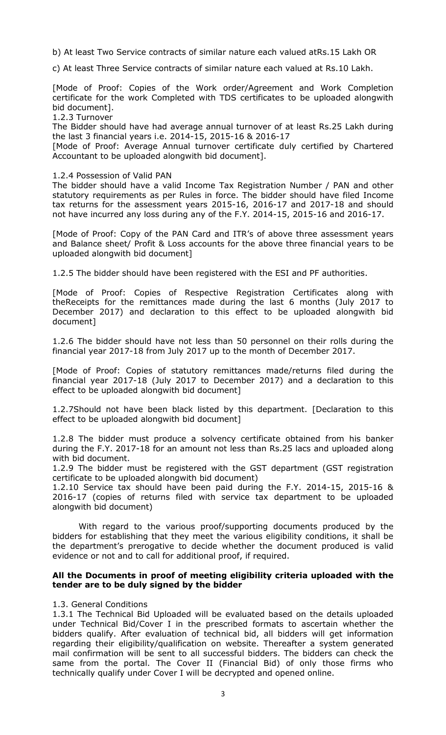b) At least Two Service contracts of similar nature each valued atRs.15 Lakh OR

c) At least Three Service contracts of similar nature each valued at Rs.10 Lakh.

[Mode of Proof: Copies of the Work order/Agreement and Work Completion certificate for the work Completed with TDS certificates to be uploaded alongwith bid document].

1.2.3 Turnover

The Bidder should have had average annual turnover of at least Rs.25 Lakh during the last 3 financial years i.e. 2014-15, 2015-16 & 2016-17

[Mode of Proof: Average Annual turnover certificate duly certified by Chartered Accountant to be uploaded alongwith bid document].

1.2.4 Possession of Valid PAN

The bidder should have a valid Income Tax Registration Number / PAN and other statutory requirements as per Rules in force. The bidder should have filed Income tax returns for the assessment years 2015-16, 2016-17 and 2017-18 and should not have incurred any loss during any of the F.Y. 2014-15, 2015-16 and 2016-17.

[Mode of Proof: Copy of the PAN Card and ITR's of above three assessment years and Balance sheet/ Profit & Loss accounts for the above three financial years to be uploaded alongwith bid document]

1.2.5 The bidder should have been registered with the ESI and PF authorities.

[Mode of Proof: Copies of Respective Registration Certificates along with theReceipts for the remittances made during the last 6 months (July 2017 to December 2017) and declaration to this effect to be uploaded alongwith bid document]

1.2.6 The bidder should have not less than 50 personnel on their rolls during the financial year 2017-18 from July 2017 up to the month of December 2017.

[Mode of Proof: Copies of statutory remittances made/returns filed during the financial year 2017-18 (July 2017 to December 2017) and a declaration to this effect to be uploaded alongwith bid document]

1.2.7Should not have been black listed by this department. [Declaration to this effect to be uploaded alongwith bid document]

1.2.8 The bidder must produce a solvency certificate obtained from his banker during the F.Y. 2017-18 for an amount not less than Rs.25 lacs and uploaded along with bid document.

1.2.9 The bidder must be registered with the GST department (GST registration certificate to be uploaded alongwith bid document)

1.2.10 Service tax should have been paid during the F.Y. 2014-15, 2015-16 & 2016-17 (copies of returns filed with service tax department to be uploaded alongwith bid document)

With regard to the various proof/supporting documents produced by the bidders for establishing that they meet the various eligibility conditions, it shall be the department's prerogative to decide whether the document produced is valid evidence or not and to call for additional proof, if required.

**All the Documents in proof of meeting eligibility criteria uploaded with the tender are to be duly signed by the bidder**

1.3. General Conditions

1.3.1 The Technical Bid Uploaded will be evaluated based on the details uploaded under Technical Bid/Cover I in the prescribed formats to ascertain whether the bidders qualify. After evaluation of technical bid, all bidders will get information regarding their eligibility/qualification on website. Thereafter a system generated mail confirmation will be sent to all successful bidders. The bidders can check the same from the portal. The Cover II (Financial Bid) of only those firms who technically qualify under Cover I will be decrypted and opened online.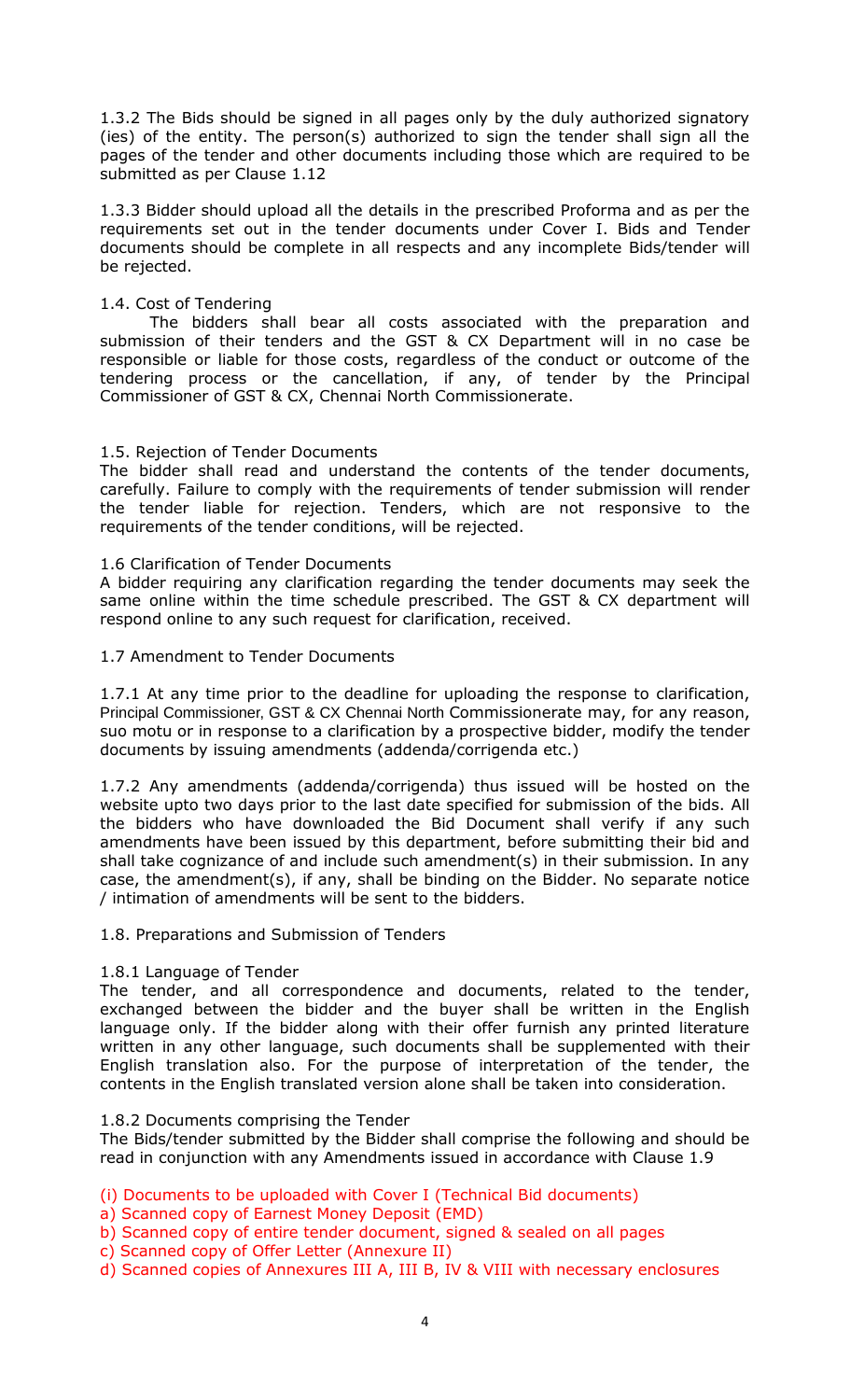1.3.2 The Bids should be signed in all pages only by the duly authorized signatory (ies) of the entity. The person(s) authorized to sign the tender shall sign all the pages of the tender and other documents including those which are required to be submitted as per Clause 1.12

1.3.3 Bidder should upload all the details in the prescribed Proforma and as per the requirements set out in the tender documents under Cover I. Bids and Tender documents should be complete in all respects and any incomplete Bids/tender will be rejected.

### 1.4. Cost of Tendering

The bidders shall bear all costs associated with the preparation and submission of their tenders and the GST & CX Department will in no case be responsible or liable for those costs, regardless of the conduct or outcome of the tendering process or the cancellation, if any, of tender by the Principal Commissioner of GST & CX, Chennai North Commissionerate.

### 1.5. Rejection of Tender Documents

The bidder shall read and understand the contents of the tender documents, carefully. Failure to comply with the requirements of tender submission will render the tender liable for rejection. Tenders, which are not responsive to the requirements of the tender conditions, will be rejected.

### 1.6 Clarification of Tender Documents

A bidder requiring any clarification regarding the tender documents may seek the same online within the time schedule prescribed. The GST & CX department will respond online to any such request for clarification, received.

### 1.7 Amendment to Tender Documents

1.7.1 At any time prior to the deadline for uploading the response to clarification, Principal Commissioner, GST & CX Chennai North Commissionerate may, for any reason, suo motu or in response to a clarification by a prospective bidder, modify the tender documents by issuing amendments (addenda/corrigenda etc.)

1.7.2 Any amendments (addenda/corrigenda) thus issued will be hosted on the website upto two days prior to the last date specified for submission of the bids. All the bidders who have downloaded the Bid Document shall verify if any such amendments have been issued by this department, before submitting their bid and shall take cognizance of and include such amendment(s) in their submission. In any case, the amendment(s), if any, shall be binding on the Bidder. No separate notice / intimation of amendments will be sent to the bidders.

### 1.8. Preparations and Submission of Tenders

#### 1.8.1 Language of Tender

The tender, and all correspondence and documents, related to the tender, exchanged between the bidder and the buyer shall be written in the English language only. If the bidder along with their offer furnish any printed literature written in any other language, such documents shall be supplemented with their English translation also. For the purpose of interpretation of the tender, the contents in the English translated version alone shall be taken into consideration.

#### 1.8.2 Documents comprising the Tender

The Bids/tender submitted by the Bidder shall comprise the following and should be read in conjunction with any Amendments issued in accordance with Clause 1.9

(i) Documents to be uploaded with Cover I (Technical Bid documents)

a) Scanned copy of Earnest Money Deposit (EMD)

b) Scanned copy of entire tender document, signed & sealed on all pages

c) Scanned copy of Offer Letter (Annexure II)

d) Scanned copies of Annexures III A, III B, IV & VIII with necessary enclosures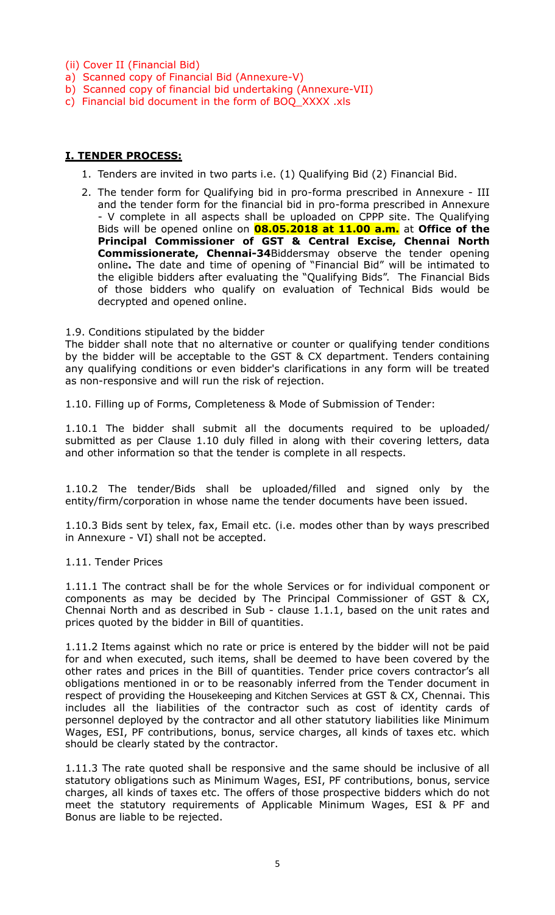(ii) Cover II (Financial Bid)

a) Scanned copy of Financial Bid (Annexure-V)

b) Scanned copy of financial bid undertaking (Annexure-VII)

c) Financial bid document in the form of BOQ_XXXX .xls

## I. TENDER PROCESS:

1. Tenders are invited in two parts i.e. (1) Qualifying Bid (2) Financial Bid.
2. The tender form for Qualifying bid in pro-forma prescribed in Annexure - III and the tender form for the financial bid in pro-forma prescribed in Annexure - V complete in all aspects shall be uploaded on CPPP site. The Qualifying Bids will be opened online on **08.05.2018 at 11.00 a.m.** at **Office of the Principal Commissioner of GST & Central Excise, Chennai North Commissionerate, Chennai-34**Biddersmay observe the tender opening online**.** The date and time of opening of "Financial Bid" will be intimated to the eligible bidders after evaluating the "Qualifying Bids". The Financial Bids of those bidders who qualify on evaluation of Technical Bids would be decrypted and opened online.

1.9. Conditions stipulated by the bidder

The bidder shall note that no alternative or counter or qualifying tender conditions by the bidder will be acceptable to the GST & CX department. Tenders containing any qualifying conditions or even bidder's clarifications in any form will be treated as non-responsive and will run the risk of rejection.

1.10. Filling up of Forms, Completeness & Mode of Submission of Tender:

1.10.1 The bidder shall submit all the documents required to be uploaded/ submitted as per Clause 1.10 duly filled in along with their covering letters, data and other information so that the tender is complete in all respects.

1.10.2 The tender/Bids shall be uploaded/filled and signed only by the entity/firm/corporation in whose name the tender documents have been issued.

1.10.3 Bids sent by telex, fax, Email etc. (i.e. modes other than by ways prescribed in Annexure - VI) shall not be accepted.

1.11. Tender Prices

1.11.1 The contract shall be for the whole Services or for individual component or components as may be decided by The Principal Commissioner of GST & CX, Chennai North and as described in Sub - clause 1.1.1, based on the unit rates and prices quoted by the bidder in Bill of quantities.

1.11.2 Items against which no rate or price is entered by the bidder will not be paid for and when executed, such items, shall be deemed to have been covered by the other rates and prices in the Bill of quantities. Tender price covers contractor's all obligations mentioned in or to be reasonably inferred from the Tender document in respect of providing the Housekeeping and Kitchen Services at GST & CX, Chennai. This includes all the liabilities of the contractor such as cost of identity cards of personnel deployed by the contractor and all other statutory liabilities like Minimum Wages, ESI, PF contributions, bonus, service charges, all kinds of taxes etc. which should be clearly stated by the contractor.

1.11.3 The rate quoted shall be responsive and the same should be inclusive of all statutory obligations such as Minimum Wages, ESI, PF contributions, bonus, service charges, all kinds of taxes etc. The offers of those prospective bidders which do not meet the statutory requirements of Applicable Minimum Wages, ESI & PF and Bonus are liable to be rejected.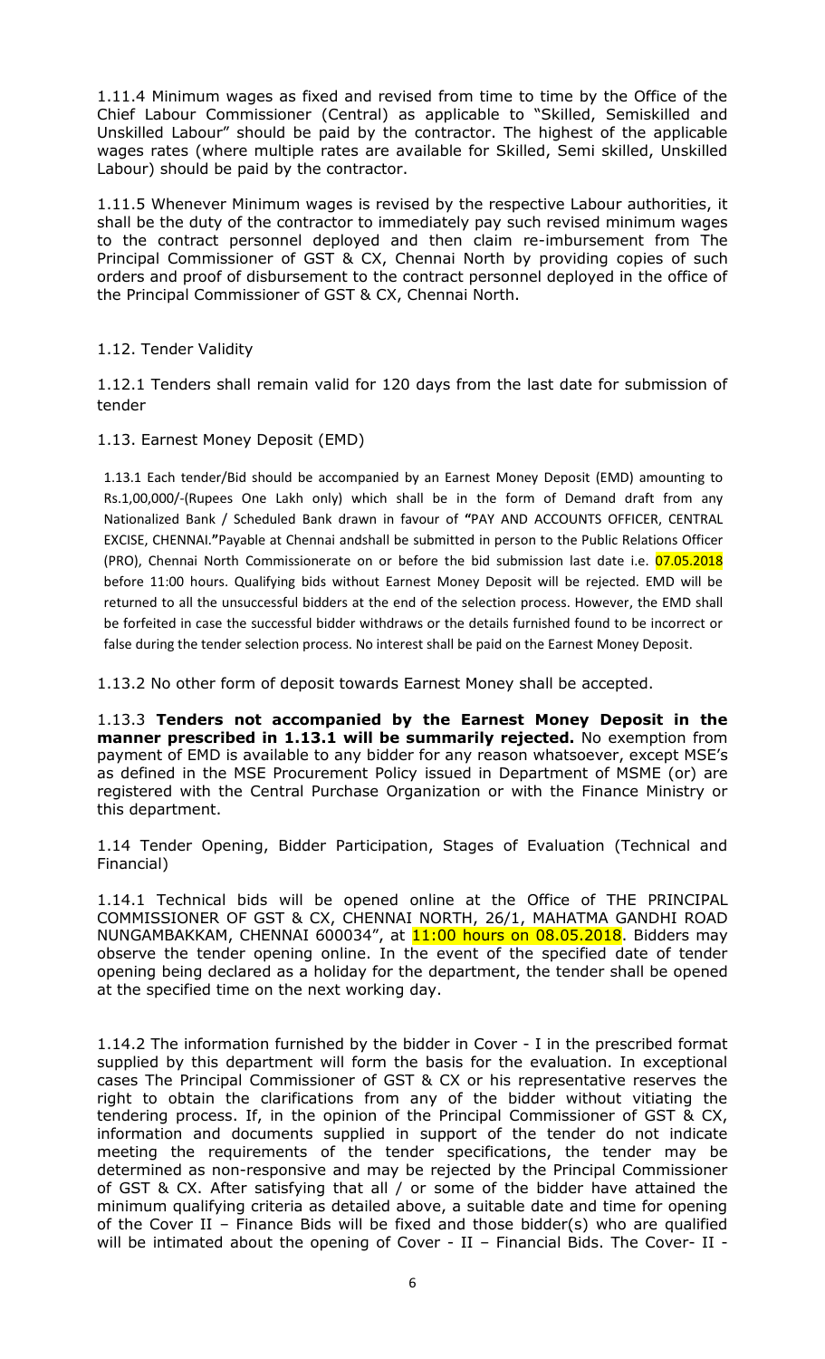1.11.4 Minimum wages as fixed and revised from time to time by the Office of the Chief Labour Commissioner (Central) as applicable to "Skilled, Semiskilled and Unskilled Labour" should be paid by the contractor. The highest of the applicable wages rates (where multiple rates are available for Skilled, Semi skilled, Unskilled Labour) should be paid by the contractor.

1.11.5 Whenever Minimum wages is revised by the respective Labour authorities, it shall be the duty of the contractor to immediately pay such revised minimum wages to the contract personnel deployed and then claim re-imbursement from The Principal Commissioner of GST & CX, Chennai North by providing copies of such orders and proof of disbursement to the contract personnel deployed in the office of the Principal Commissioner of GST & CX, Chennai North.

1.12. Tender Validity

1.12.1 Tenders shall remain valid for 120 days from the last date for submission of tender

1.13. Earnest Money Deposit (EMD)

1.13.1 Each tender/Bid should be accompanied by an Earnest Money Deposit (EMD) amounting to Rs.1,00,000/-(Rupees One Lakh only) which shall be in the form of Demand draft from any Nationalized Bank / Scheduled Bank drawn in favour of **"**PAY AND ACCOUNTS OFFICER, CENTRAL EXCISE, CHENNAI.**"**Payable at Chennai andshall be submitted in person to the Public Relations Officer (PRO), Chennai North Commissionerate on or before the bid submission last date i.e. 07.05.2018 before 11:00 hours. Qualifying bids without Earnest Money Deposit will be rejected. EMD will be returned to all the unsuccessful bidders at the end of the selection process. However, the EMD shall be forfeited in case the successful bidder withdraws or the details furnished found to be incorrect or false during the tender selection process. No interest shall be paid on the Earnest Money Deposit.

1.13.2 No other form of deposit towards Earnest Money shall be accepted.

1.13.3 **Tenders not accompanied by the Earnest Money Deposit in the manner prescribed in 1.13.1 will be summarily rejected.** No exemption from payment of EMD is available to any bidder for any reason whatsoever, except MSE's as defined in the MSE Procurement Policy issued in Department of MSME (or) are registered with the Central Purchase Organization or with the Finance Ministry or this department.

1.14 Tender Opening, Bidder Participation, Stages of Evaluation (Technical and Financial)

1.14.1 Technical bids will be opened online at the Office of THE PRINCIPAL COMMISSIONER OF GST & CX, CHENNAI NORTH, 26/1, MAHATMA GANDHI ROAD NUNGAMBAKKAM, CHENNAI 600034", at 11:00 hours on 08.05.2018. Bidders may observe the tender opening online. In the event of the specified date of tender opening being declared as a holiday for the department, the tender shall be opened at the specified time on the next working day.

1.14.2 The information furnished by the bidder in Cover - I in the prescribed format supplied by this department will form the basis for the evaluation. In exceptional cases The Principal Commissioner of GST & CX or his representative reserves the right to obtain the clarifications from any of the bidder without vitiating the tendering process. If, in the opinion of the Principal Commissioner of GST & CX, information and documents supplied in support of the tender do not indicate meeting the requirements of the tender specifications, the tender may be determined as non-responsive and may be rejected by the Principal Commissioner of GST & CX. After satisfying that all / or some of the bidder have attained the minimum qualifying criteria as detailed above, a suitable date and time for opening of the Cover II – Finance Bids will be fixed and those bidder(s) who are qualified will be intimated about the opening of Cover - II – Financial Bids. The Cover- II -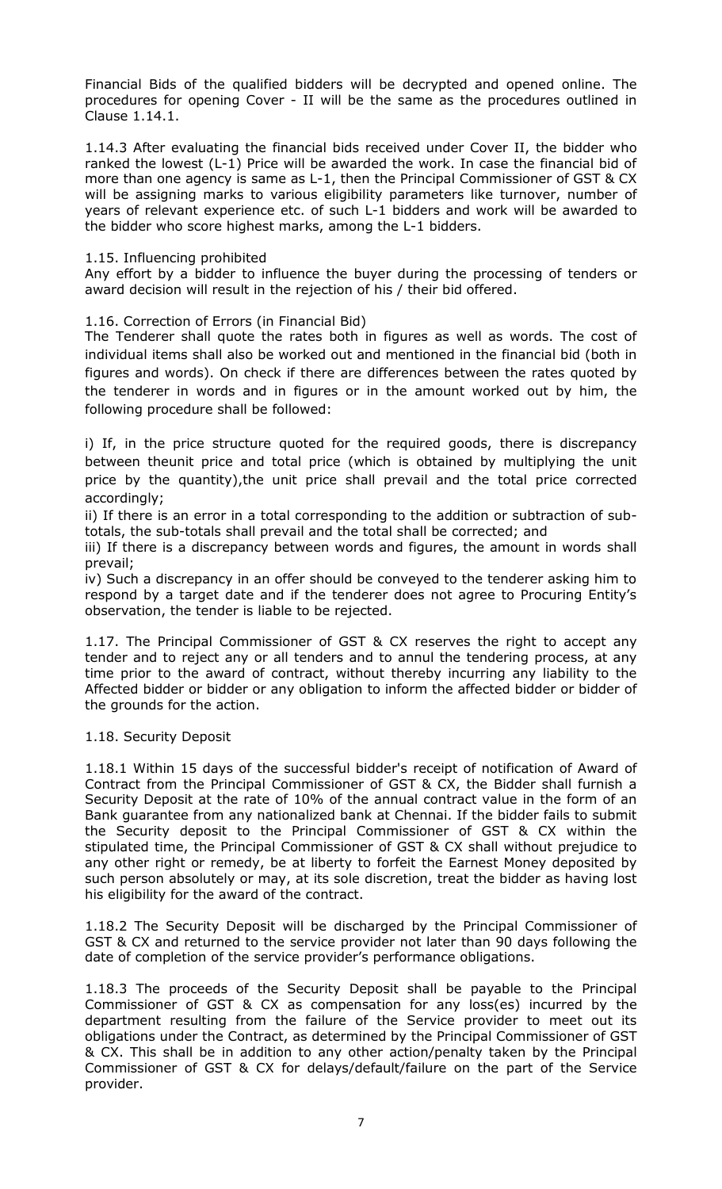Financial Bids of the qualified bidders will be decrypted and opened online. The procedures for opening Cover - II will be the same as the procedures outlined in Clause 1.14.1.

1.14.3 After evaluating the financial bids received under Cover II, the bidder who ranked the lowest (L-1) Price will be awarded the work. In case the financial bid of more than one agency is same as L-1, then the Principal Commissioner of GST & CX will be assigning marks to various eligibility parameters like turnover, number of years of relevant experience etc. of such L-1 bidders and work will be awarded to the bidder who score highest marks, among the L-1 bidders.

1.15. Influencing prohibited

Any effort by a bidder to influence the buyer during the processing of tenders or award decision will result in the rejection of his / their bid offered.

1.16. Correction of Errors (in Financial Bid)

The Tenderer shall quote the rates both in figures as well as words. The cost of individual items shall also be worked out and mentioned in the financial bid (both in figures and words). On check if there are differences between the rates quoted by the tenderer in words and in figures or in the amount worked out by him, the following procedure shall be followed:

i) If, in the price structure quoted for the required goods, there is discrepancy between theunit price and total price (which is obtained by multiplying the unit price by the quantity),the unit price shall prevail and the total price corrected accordingly;

ii) If there is an error in a total corresponding to the addition or subtraction of sub-totals, the sub-totals shall prevail and the total shall be corrected; and

iii) If there is a discrepancy between words and figures, the amount in words shall prevail;

iv) Such a discrepancy in an offer should be conveyed to the tenderer asking him to respond by a target date and if the tenderer does not agree to Procuring Entity's observation, the tender is liable to be rejected.

1.17. The Principal Commissioner of GST & CX reserves the right to accept any tender and to reject any or all tenders and to annul the tendering process, at any time prior to the award of contract, without thereby incurring any liability to the Affected bidder or bidder or any obligation to inform the affected bidder or bidder of the grounds for the action.

1.18. Security Deposit

1.18.1 Within 15 days of the successful bidder's receipt of notification of Award of Contract from the Principal Commissioner of GST & CX, the Bidder shall furnish a Security Deposit at the rate of 10% of the annual contract value in the form of an Bank guarantee from any nationalized bank at Chennai. If the bidder fails to submit the Security deposit to the Principal Commissioner of GST & CX within the stipulated time, the Principal Commissioner of GST & CX shall without prejudice to any other right or remedy, be at liberty to forfeit the Earnest Money deposited by such person absolutely or may, at its sole discretion, treat the bidder as having lost his eligibility for the award of the contract.

1.18.2 The Security Deposit will be discharged by the Principal Commissioner of GST & CX and returned to the service provider not later than 90 days following the date of completion of the service provider's performance obligations.

1.18.3 The proceeds of the Security Deposit shall be payable to the Principal Commissioner of GST & CX as compensation for any loss(es) incurred by the department resulting from the failure of the Service provider to meet out its obligations under the Contract, as determined by the Principal Commissioner of GST & CX. This shall be in addition to any other action/penalty taken by the Principal Commissioner of GST & CX for delays/default/failure on the part of the Service provider.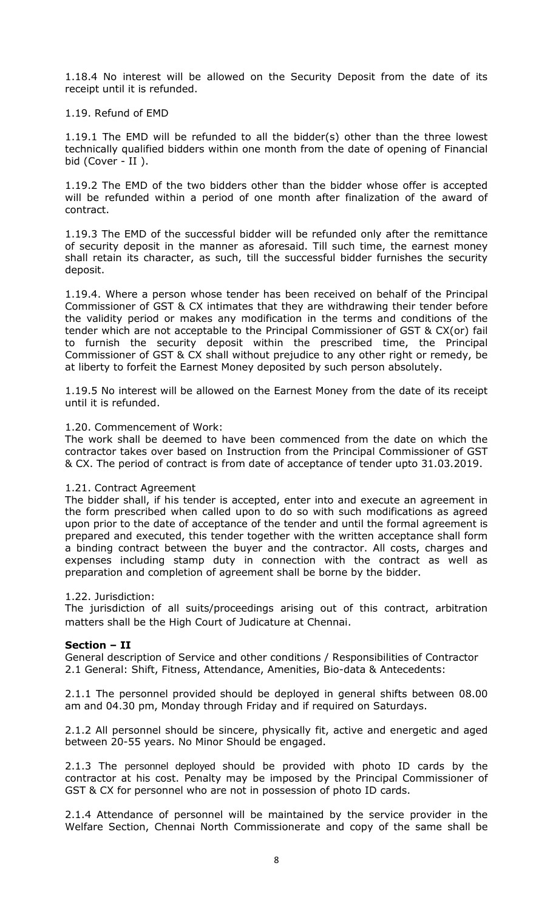1.18.4 No interest will be allowed on the Security Deposit from the date of its receipt until it is refunded.

1.19. Refund of EMD

1.19.1 The EMD will be refunded to all the bidder(s) other than the three lowest technically qualified bidders within one month from the date of opening of Financial bid (Cover - II ).

1.19.2 The EMD of the two bidders other than the bidder whose offer is accepted will be refunded within a period of one month after finalization of the award of contract.

1.19.3 The EMD of the successful bidder will be refunded only after the remittance of security deposit in the manner as aforesaid. Till such time, the earnest money shall retain its character, as such, till the successful bidder furnishes the security deposit.

1.19.4. Where a person whose tender has been received on behalf of the Principal Commissioner of GST & CX intimates that they are withdrawing their tender before the validity period or makes any modification in the terms and conditions of the tender which are not acceptable to the Principal Commissioner of GST & CX(or) fail to furnish the security deposit within the prescribed time, the Principal Commissioner of GST & CX shall without prejudice to any other right or remedy, be at liberty to forfeit the Earnest Money deposited by such person absolutely.

1.19.5 No interest will be allowed on the Earnest Money from the date of its receipt until it is refunded.

1.20. Commencement of Work:
The work shall be deemed to have been commenced from the date on which the contractor takes over based on Instruction from the Principal Commissioner of GST & CX. The period of contract is from date of acceptance of tender upto 31.03.2019.

1.21. Contract Agreement
The bidder shall, if his tender is accepted, enter into and execute an agreement in the form prescribed when called upon to do so with such modifications as agreed upon prior to the date of acceptance of the tender and until the formal agreement is prepared and executed, this tender together with the written acceptance shall form a binding contract between the buyer and the contractor. All costs, charges and expenses including stamp duty in connection with the contract as well as preparation and completion of agreement shall be borne by the bidder.

1.22. Jurisdiction:
The jurisdiction of all suits/proceedings arising out of this contract, arbitration matters shall be the High Court of Judicature at Chennai.

**Section – II**
General description of Service and other conditions / Responsibilities of Contractor
2.1 General: Shift, Fitness, Attendance, Amenities, Bio-data & Antecedents:

2.1.1 The personnel provided should be deployed in general shifts between 08.00 am and 04.30 pm, Monday through Friday and if required on Saturdays.

2.1.2 All personnel should be sincere, physically fit, active and energetic and aged between 20-55 years. No Minor Should be engaged.

2.1.3 The personnel deployed should be provided with photo ID cards by the contractor at his cost. Penalty may be imposed by the Principal Commissioner of GST & CX for personnel who are not in possession of photo ID cards.

2.1.4 Attendance of personnel will be maintained by the service provider in the Welfare Section, Chennai North Commissionerate and copy of the same shall be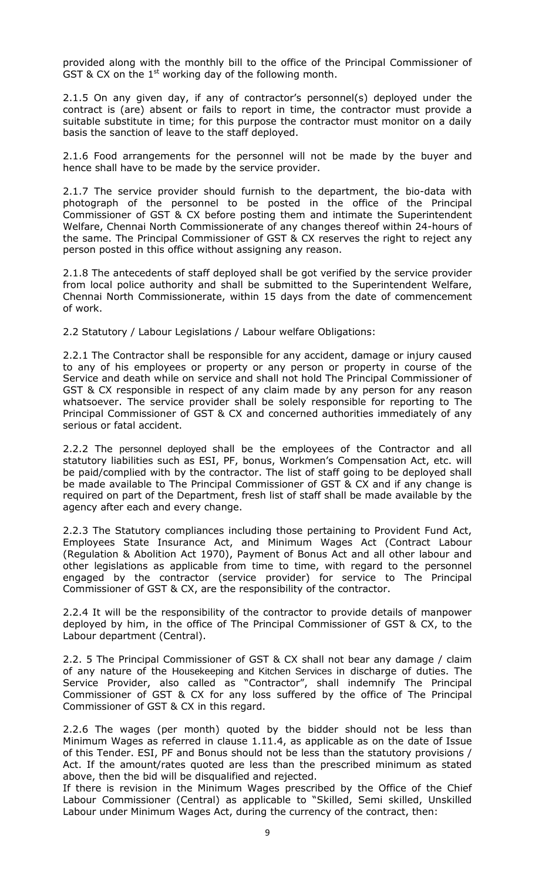provided along with the monthly bill to the office of the Principal Commissioner of GST & CX on the 1st working day of the following month.

2.1.5 On any given day, if any of contractor's personnel(s) deployed under the contract is (are) absent or fails to report in time, the contractor must provide a suitable substitute in time; for this purpose the contractor must monitor on a daily basis the sanction of leave to the staff deployed.

2.1.6 Food arrangements for the personnel will not be made by the buyer and hence shall have to be made by the service provider.

2.1.7 The service provider should furnish to the department, the bio-data with photograph of the personnel to be posted in the office of the Principal Commissioner of GST & CX before posting them and intimate the Superintendent Welfare, Chennai North Commissionerate of any changes thereof within 24-hours of the same. The Principal Commissioner of GST & CX reserves the right to reject any person posted in this office without assigning any reason.

2.1.8 The antecedents of staff deployed shall be got verified by the service provider from local police authority and shall be submitted to the Superintendent Welfare, Chennai North Commissionerate, within 15 days from the date of commencement of work.

2.2 Statutory / Labour Legislations / Labour welfare Obligations:

2.2.1 The Contractor shall be responsible for any accident, damage or injury caused to any of his employees or property or any person or property in course of the Service and death while on service and shall not hold The Principal Commissioner of GST & CX responsible in respect of any claim made by any person for any reason whatsoever. The service provider shall be solely responsible for reporting to The Principal Commissioner of GST & CX and concerned authorities immediately of any serious or fatal accident.

2.2.2 The personnel deployed shall be the employees of the Contractor and all statutory liabilities such as ESI, PF, bonus, Workmen's Compensation Act, etc. will be paid/complied with by the contractor. The list of staff going to be deployed shall be made available to The Principal Commissioner of GST & CX and if any change is required on part of the Department, fresh list of staff shall be made available by the agency after each and every change.

2.2.3 The Statutory compliances including those pertaining to Provident Fund Act, Employees State Insurance Act, and Minimum Wages Act (Contract Labour (Regulation & Abolition Act 1970), Payment of Bonus Act and all other labour and other legislations as applicable from time to time, with regard to the personnel engaged by the contractor (service provider) for service to The Principal Commissioner of GST & CX, are the responsibility of the contractor.

2.2.4 It will be the responsibility of the contractor to provide details of manpower deployed by him, in the office of The Principal Commissioner of GST & CX, to the Labour department (Central).

2.2. 5 The Principal Commissioner of GST & CX shall not bear any damage / claim of any nature of the Housekeeping and Kitchen Services in discharge of duties. The Service Provider, also called as "Contractor", shall indemnify The Principal Commissioner of GST & CX for any loss suffered by the office of The Principal Commissioner of GST & CX in this regard.

2.2.6 The wages (per month) quoted by the bidder should not be less than Minimum Wages as referred in clause 1.11.4, as applicable as on the date of Issue of this Tender. ESI, PF and Bonus should not be less than the statutory provisions / Act. If the amount/rates quoted are less than the prescribed minimum as stated above, then the bid will be disqualified and rejected.

If there is revision in the Minimum Wages prescribed by the Office of the Chief Labour Commissioner (Central) as applicable to "Skilled, Semi skilled, Unskilled Labour under Minimum Wages Act, during the currency of the contract, then: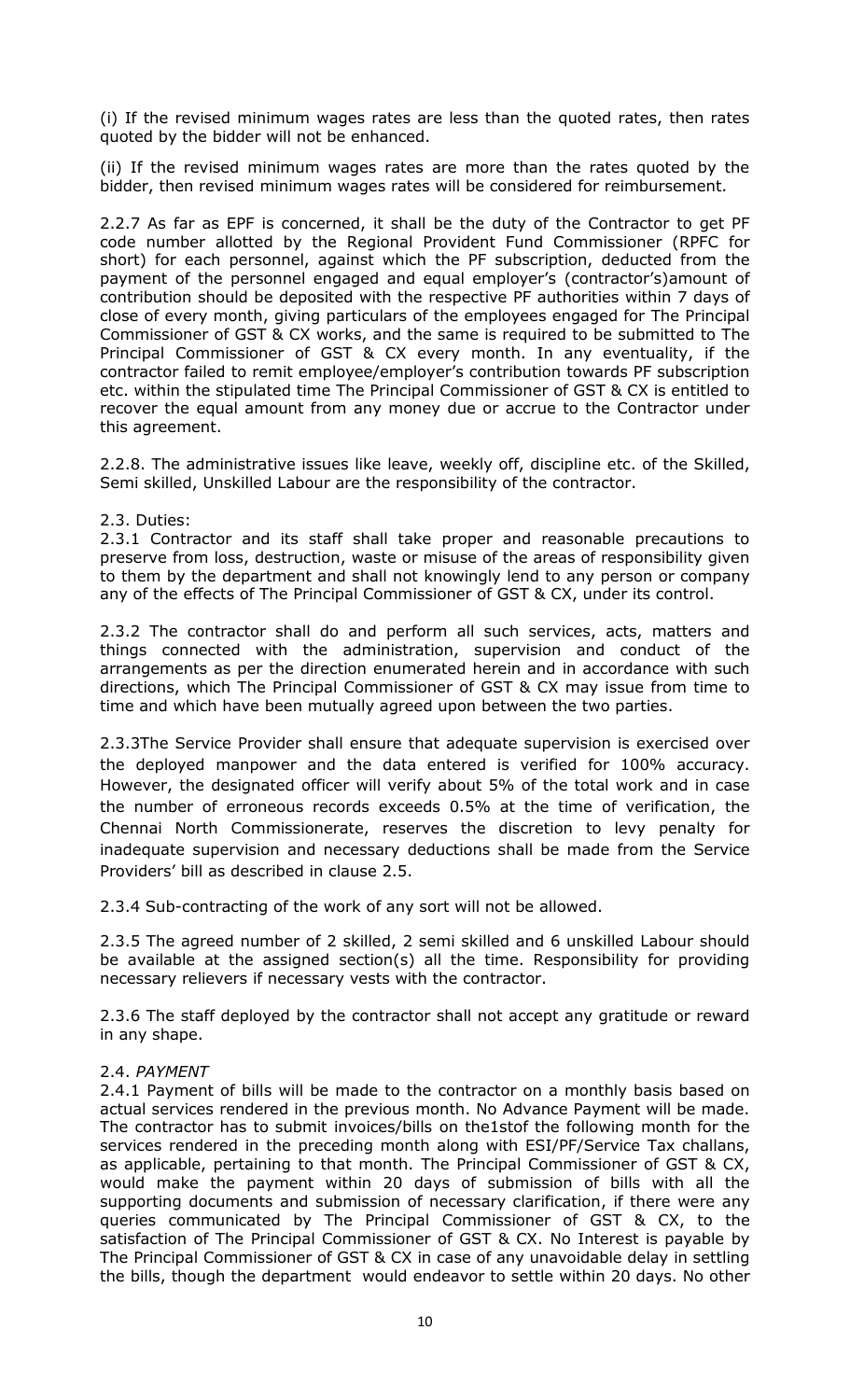(i) If the revised minimum wages rates are less than the quoted rates, then rates quoted by the bidder will not be enhanced.

(ii) If the revised minimum wages rates are more than the rates quoted by the bidder, then revised minimum wages rates will be considered for reimbursement.

2.2.7 As far as EPF is concerned, it shall be the duty of the Contractor to get PF code number allotted by the Regional Provident Fund Commissioner (RPFC for short) for each personnel, against which the PF subscription, deducted from the payment of the personnel engaged and equal employer's (contractor's)amount of contribution should be deposited with the respective PF authorities within 7 days of close of every month, giving particulars of the employees engaged for The Principal Commissioner of GST & CX works, and the same is required to be submitted to The Principal Commissioner of GST & CX every month. In any eventuality, if the contractor failed to remit employee/employer's contribution towards PF subscription etc. within the stipulated time The Principal Commissioner of GST & CX is entitled to recover the equal amount from any money due or accrue to the Contractor under this agreement.

2.2.8. The administrative issues like leave, weekly off, discipline etc. of the Skilled, Semi skilled, Unskilled Labour are the responsibility of the contractor.

2.3. Duties:

2.3.1 Contractor and its staff shall take proper and reasonable precautions to preserve from loss, destruction, waste or misuse of the areas of responsibility given to them by the department and shall not knowingly lend to any person or company any of the effects of The Principal Commissioner of GST & CX, under its control.

2.3.2 The contractor shall do and perform all such services, acts, matters and things connected with the administration, supervision and conduct of the arrangements as per the direction enumerated herein and in accordance with such directions, which The Principal Commissioner of GST & CX may issue from time to time and which have been mutually agreed upon between the two parties.

2.3.3The Service Provider shall ensure that adequate supervision is exercised over the deployed manpower and the data entered is verified for 100% accuracy. However, the designated officer will verify about 5% of the total work and in case the number of erroneous records exceeds 0.5% at the time of verification, the Chennai North Commissionerate, reserves the discretion to levy penalty for inadequate supervision and necessary deductions shall be made from the Service Providers' bill as described in clause 2.5.

2.3.4 Sub-contracting of the work of any sort will not be allowed.

2.3.5 The agreed number of 2 skilled, 2 semi skilled and 6 unskilled Labour should be available at the assigned section(s) all the time. Responsibility for providing necessary relievers if necessary vests with the contractor.

2.3.6 The staff deployed by the contractor shall not accept any gratitude or reward in any shape.

2.4. *PAYMENT*

2.4.1 Payment of bills will be made to the contractor on a monthly basis based on actual services rendered in the previous month. No Advance Payment will be made. The contractor has to submit invoices/bills on the1stof the following month for the services rendered in the preceding month along with ESI/PF/Service Tax challans, as applicable, pertaining to that month. The Principal Commissioner of GST & CX, would make the payment within 20 days of submission of bills with all the supporting documents and submission of necessary clarification, if there were any queries communicated by The Principal Commissioner of GST & CX, to the satisfaction of The Principal Commissioner of GST & CX. No Interest is payable by The Principal Commissioner of GST & CX in case of any unavoidable delay in settling the bills, though the department would endeavor to settle within 20 days. No other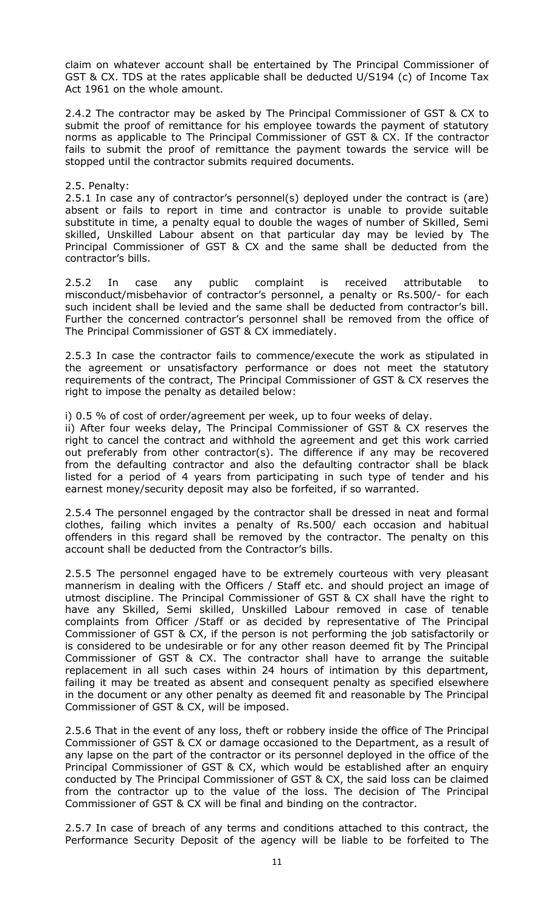claim on whatever account shall be entertained by The Principal Commissioner of GST & CX. TDS at the rates applicable shall be deducted U/S194 (c) of Income Tax Act 1961 on the whole amount.

2.4.2 The contractor may be asked by The Principal Commissioner of GST & CX to submit the proof of remittance for his employee towards the payment of statutory norms as applicable to The Principal Commissioner of GST & CX. If the contractor fails to submit the proof of remittance the payment towards the service will be stopped until the contractor submits required documents.

2.5. Penalty:

2.5.1 In case any of contractor's personnel(s) deployed under the contract is (are) absent or fails to report in time and contractor is unable to provide suitable substitute in time, a penalty equal to double the wages of number of Skilled, Semi skilled, Unskilled Labour absent on that particular day may be levied by The Principal Commissioner of GST & CX and the same shall be deducted from the contractor's bills.

2.5.2 In case any public complaint is received attributable to misconduct/misbehavior of contractor's personnel, a penalty or Rs.500/- for each such incident shall be levied and the same shall be deducted from contractor's bill. Further the concerned contractor's personnel shall be removed from the office of The Principal Commissioner of GST & CX immediately.

2.5.3 In case the contractor fails to commence/execute the work as stipulated in the agreement or unsatisfactory performance or does not meet the statutory requirements of the contract, The Principal Commissioner of GST & CX reserves the right to impose the penalty as detailed below:

i) 0.5 % of cost of order/agreement per week, up to four weeks of delay.

ii) After four weeks delay, The Principal Commissioner of GST & CX reserves the right to cancel the contract and withhold the agreement and get this work carried out preferably from other contractor(s). The difference if any may be recovered from the defaulting contractor and also the defaulting contractor shall be black listed for a period of 4 years from participating in such type of tender and his earnest money/security deposit may also be forfeited, if so warranted.

2.5.4 The personnel engaged by the contractor shall be dressed in neat and formal clothes, failing which invites a penalty of Rs.500/ each occasion and habitual offenders in this regard shall be removed by the contractor. The penalty on this account shall be deducted from the Contractor's bills.

2.5.5 The personnel engaged have to be extremely courteous with very pleasant mannerism in dealing with the Officers / Staff etc. and should project an image of utmost discipline. The Principal Commissioner of GST & CX shall have the right to have any Skilled, Semi skilled, Unskilled Labour removed in case of tenable complaints from Officer /Staff or as decided by representative of The Principal Commissioner of GST & CX, if the person is not performing the job satisfactorily or is considered to be undesirable or for any other reason deemed fit by The Principal Commissioner of GST & CX. The contractor shall have to arrange the suitable replacement in all such cases within 24 hours of intimation by this department, failing it may be treated as absent and consequent penalty as specified elsewhere in the document or any other penalty as deemed fit and reasonable by The Principal Commissioner of GST & CX, will be imposed.

2.5.6 That in the event of any loss, theft or robbery inside the office of The Principal Commissioner of GST & CX or damage occasioned to the Department, as a result of any lapse on the part of the contractor or its personnel deployed in the office of the Principal Commissioner of GST & CX, which would be established after an enquiry conducted by The Principal Commissioner of GST & CX, the said loss can be claimed from the contractor up to the value of the loss. The decision of The Principal Commissioner of GST & CX will be final and binding on the contractor.

2.5.7 In case of breach of any terms and conditions attached to this contract, the Performance Security Deposit of the agency will be liable to be forfeited to The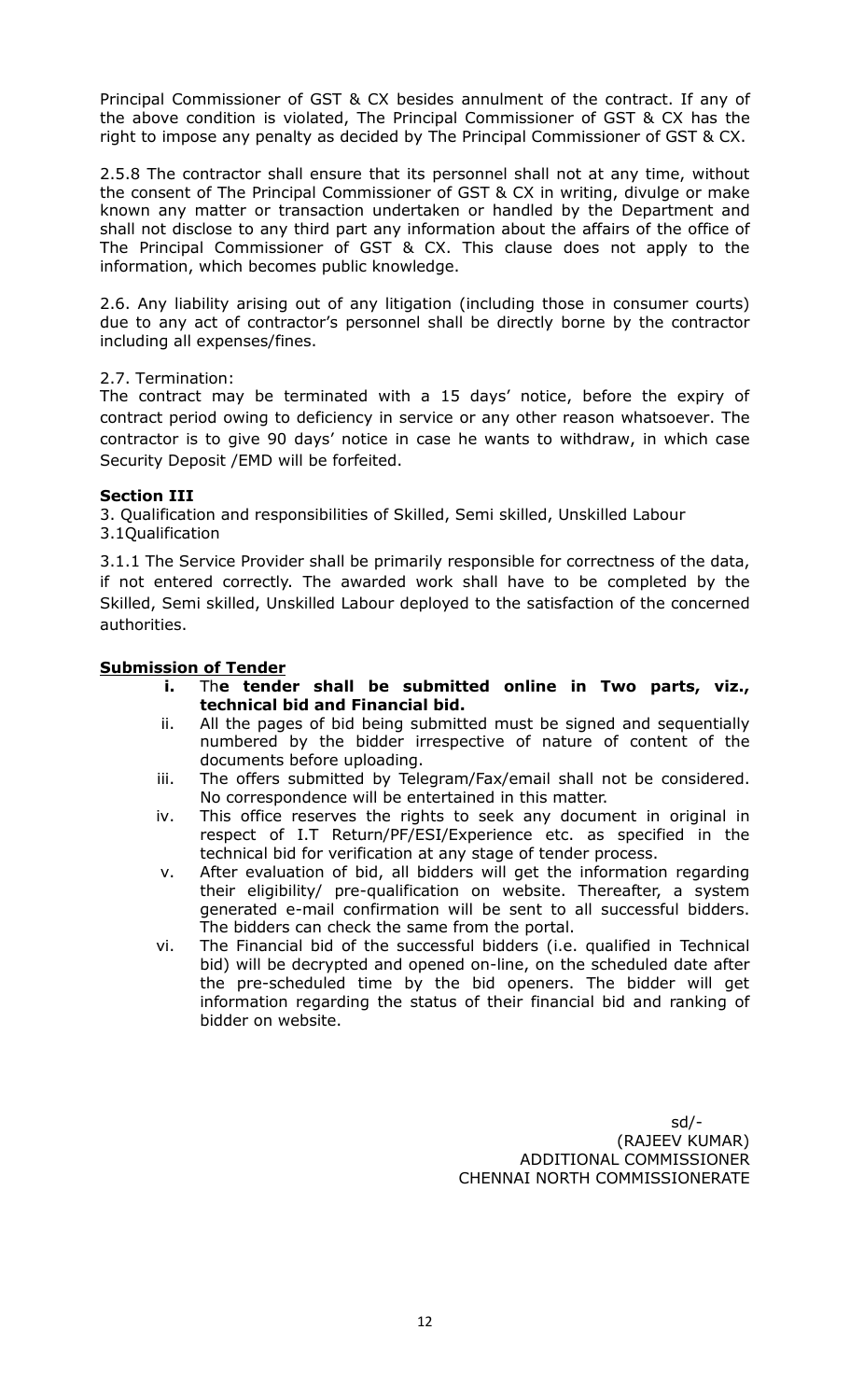Principal Commissioner of GST & CX besides annulment of the contract. If any of the above condition is violated, The Principal Commissioner of GST & CX has the right to impose any penalty as decided by The Principal Commissioner of GST & CX.

2.5.8 The contractor shall ensure that its personnel shall not at any time, without the consent of The Principal Commissioner of GST & CX in writing, divulge or make known any matter or transaction undertaken or handled by the Department and shall not disclose to any third part any information about the affairs of the office of The Principal Commissioner of GST & CX. This clause does not apply to the information, which becomes public knowledge.

2.6. Any liability arising out of any litigation (including those in consumer courts) due to any act of contractor's personnel shall be directly borne by the contractor including all expenses/fines.

2.7. Termination:

The contract may be terminated with a 15 days' notice, before the expiry of contract period owing to deficiency in service or any other reason whatsoever. The contractor is to give 90 days' notice in case he wants to withdraw, in which case Security Deposit /EMD will be forfeited.

**Section III**

3. Qualification and responsibilities of Skilled, Semi skilled, Unskilled Labour

3.1Qualification

3.1.1 The Service Provider shall be primarily responsible for correctness of the data, if not entered correctly. The awarded work shall have to be completed by the Skilled, Semi skilled, Unskilled Labour deployed to the satisfaction of the concerned authorities.

**Submission of Tender**

i. **The tender shall be submitted online in Two parts, viz., technical bid and Financial bid.**
ii. All the pages of bid being submitted must be signed and sequentially numbered by the bidder irrespective of nature of content of the documents before uploading.
iii. The offers submitted by Telegram/Fax/email shall not be considered. No correspondence will be entertained in this matter.
iv. This office reserves the rights to seek any document in original in respect of I.T Return/PF/ESI/Experience etc. as specified in the technical bid for verification at any stage of tender process.
v. After evaluation of bid, all bidders will get the information regarding their eligibility/ pre-qualification on website. Thereafter, a system generated e-mail confirmation will be sent to all successful bidders. The bidders can check the same from the portal.
vi. The Financial bid of the successful bidders (i.e. qualified in Technical bid) will be decrypted and opened on-line, on the scheduled date after the pre-scheduled time by the bid openers. The bidder will get information regarding the status of their financial bid and ranking of bidder on website.

sd/-
(RAJEEV KUMAR)
ADDITIONAL COMMISSIONER
CHENNAI NORTH COMMISSIONERATE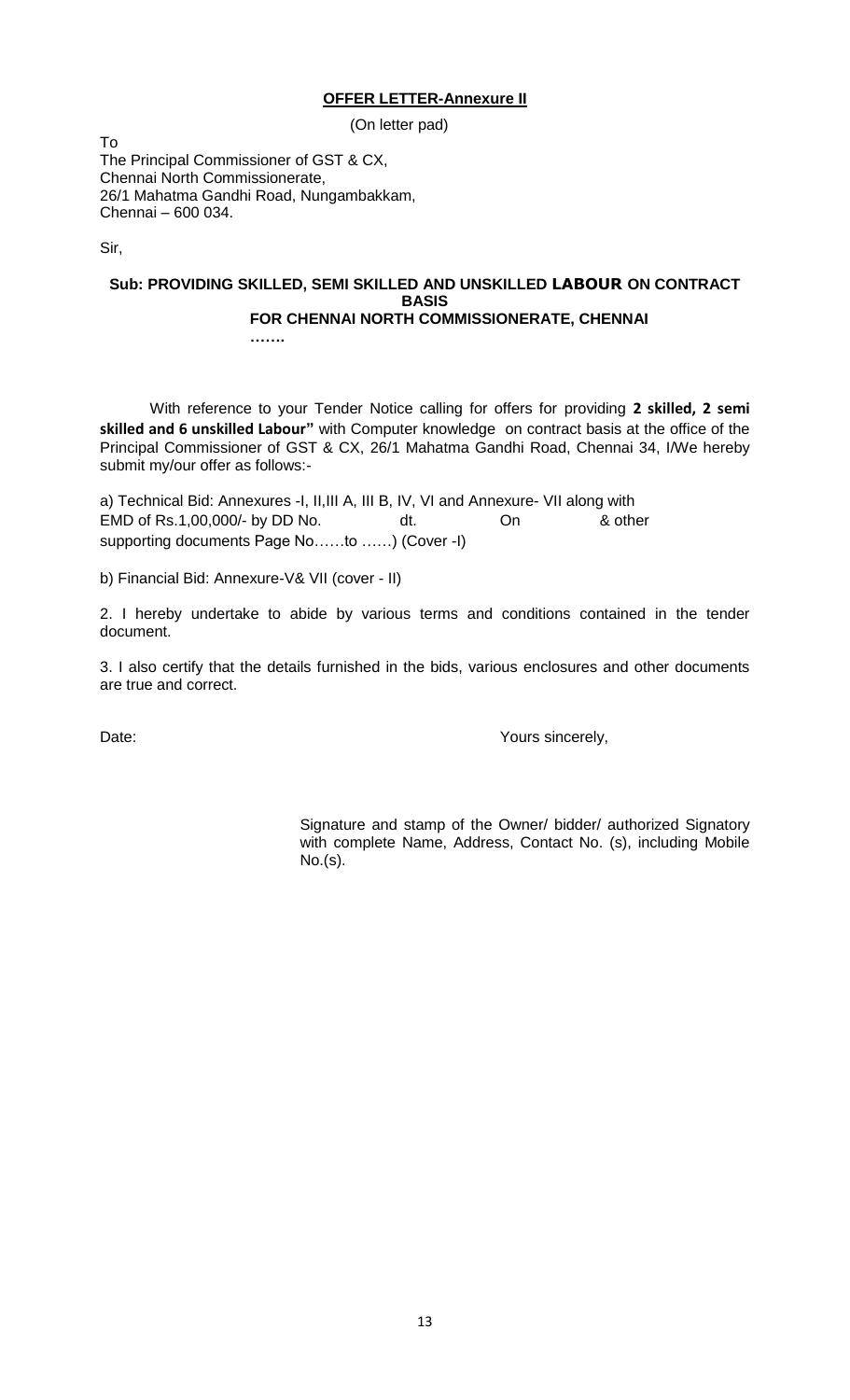**OFFER LETTER-Annexure II**

(On letter pad)

To
The Principal Commissioner of GST & CX,
Chennai North Commissionerate,
26/1 Mahatma Gandhi Road, Nungambakkam,
Chennai – 600 034.

Sir,

**Sub: PROVIDING SKILLED, SEMI SKILLED AND UNSKILLED LABOUR ON CONTRACT BASIS FOR CHENNAI NORTH COMMISSIONERATE, CHENNAI**
**…….**

With reference to your Tender Notice calling for offers for providing **2 skilled, 2 semi skilled and 6 unskilled Labour"** with Computer knowledge on contract basis at the office of the Principal Commissioner of GST & CX, 26/1 Mahatma Gandhi Road, Chennai 34, I/We hereby submit my/our offer as follows:-

a) Technical Bid: Annexures -I, II,III A, III B, IV, VI and Annexure- VII along with EMD of Rs.1,00,000/- by DD No. dt. On & other supporting documents Page No……to ……) (Cover -I)

b) Financial Bid: Annexure-V& VII (cover - II)

2. I hereby undertake to abide by various terms and conditions contained in the tender document.

3. I also certify that the details furnished in the bids, various enclosures and other documents are true and correct.

Date:

Yours sincerely,

Signature and stamp of the Owner/ bidder/ authorized Signatory with complete Name, Address, Contact No. (s), including Mobile No.(s).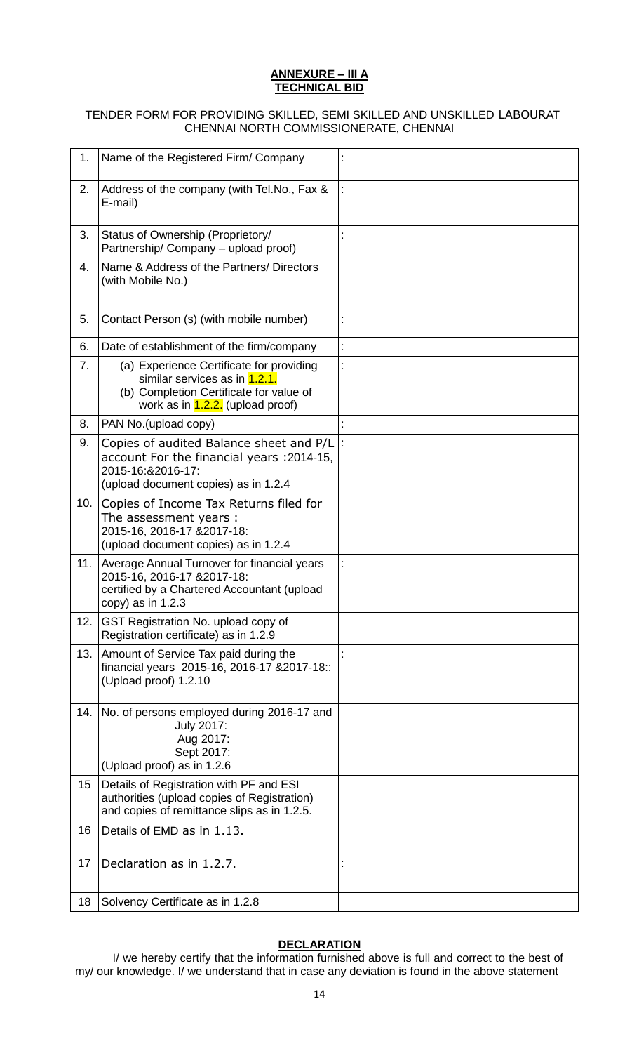**ANNEXURE – III A**
**TECHNICAL BID**

TENDER FORM FOR PROVIDING SKILLED, SEMI SKILLED AND UNSKILLED LABOURAT CHENNAI NORTH COMMISSIONERATE, CHENNAI

| | | |
|---|---|---|
| 1. | Name of the Registered Firm/ Company | : |
| 2. | Address of the company (with Tel.No., Fax & E-mail) | : |
| 3. | Status of Ownership (Proprietory/ Partnership/ Company – upload proof) | : |
| 4. | Name & Address of the Partners/ Directors (with Mobile No.) | |
| 5. | Contact Person (s) (with mobile number) | : |
| 6. | Date of establishment of the firm/company | : |
| 7. | (a) Experience Certificate for providing similar services as in 1.2.1.<br>(b) Completion Certificate for value of work as in 1.2.2. (upload proof) | : |
| 8. | PAN No.(upload copy) | : |
| 9. | Copies of audited Balance sheet and P/L account For the financial years :2014-15, 2015-16:&2016-17:<br>(upload document copies) as in 1.2.4 | : |
| 10. | Copies of Income Tax Returns filed for The assessment years :<br>2015-16, 2016-17 &2017-18:<br>(upload document copies) as in 1.2.4 | |
| 11. | Average Annual Turnover for financial years 2015-16, 2016-17 &2017-18:<br>certified by a Chartered Accountant (upload copy) as in 1.2.3 | : |
| 12. | GST Registration No. upload copy of Registration certificate) as in 1.2.9 | |
| 13. | Amount of Service Tax paid during the financial years 2015-16, 2016-17 &2017-18::<br>(Upload proof) 1.2.10 | : |
| 14. | No. of persons employed during 2016-17 and<br>July 2017:<br>Aug 2017:<br>Sept 2017:<br>(Upload proof) as in 1.2.6 | |
| 15 | Details of Registration with PF and ESI authorities (upload copies of Registration) and copies of remittance slips as in 1.2.5. | |
| 16 | Details of EMD as in 1.13. | |
| 17 | Declaration as in 1.2.7. | : |
| 18 | Solvency Certificate as in 1.2.8 | |

**DECLARATION**

I/ we hereby certify that the information furnished above is full and correct to the best of my/ our knowledge. I/ we understand that in case any deviation is found in the above statement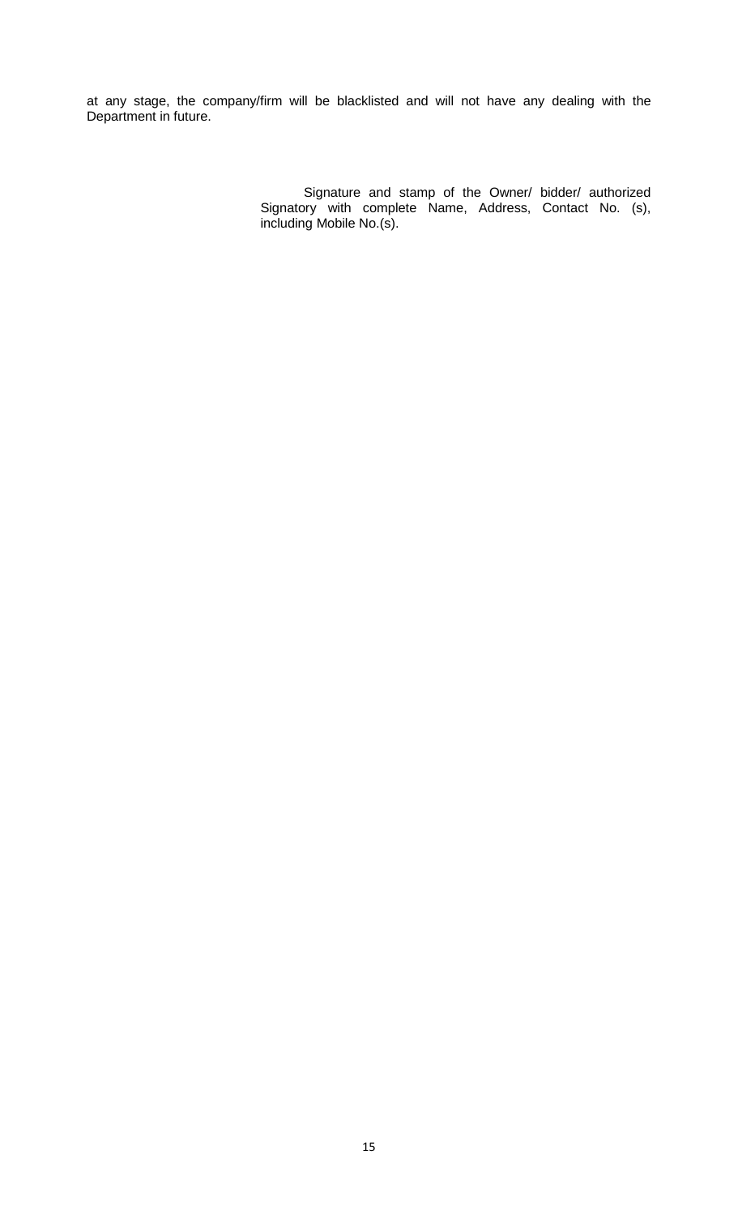at any stage, the company/firm will be blacklisted and will not have any dealing with the Department in future.

Signature and stamp of the Owner/ bidder/ authorized Signatory with complete Name, Address, Contact No. (s), including Mobile No.(s).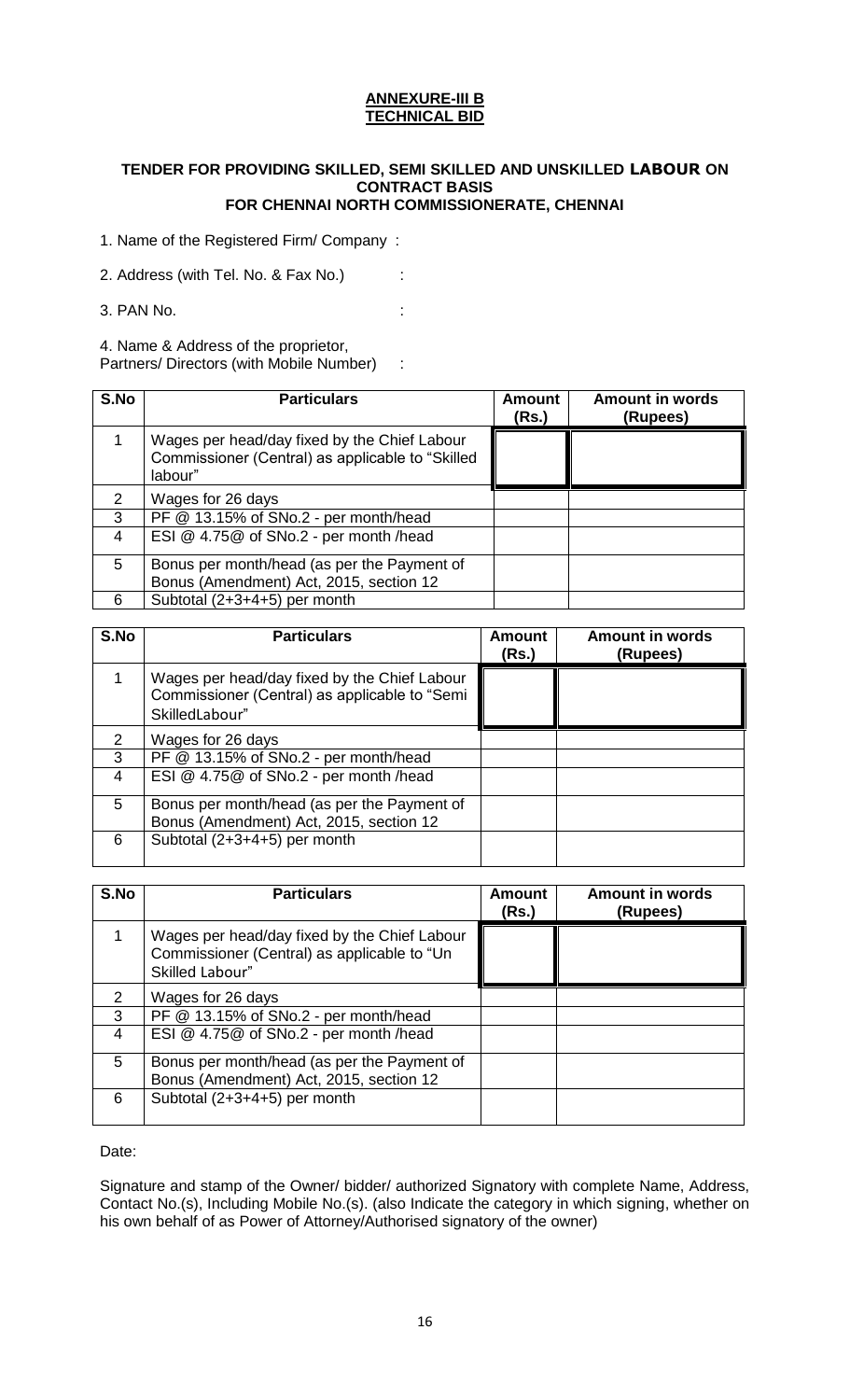## ANNEXURE-III B
## TECHNICAL BID

### TENDER FOR PROVIDING SKILLED, SEMI SKILLED AND UNSKILLED LABOUR ON CONTRACT BASIS FOR CHENNAI NORTH COMMISSIONERATE, CHENNAI

1. Name of the Registered Firm/ Company :

2. Address (with Tel. No. & Fax No.) :

3. PAN No. :

4. Name & Address of the proprietor, Partners/ Directors (with Mobile Number) :

| S.No | Particulars | Amount (Rs.) | Amount in words (Rupees) |
|---|---|---|---|
| 1 | Wages per head/day fixed by the Chief Labour Commissioner (Central) as applicable to "Skilled labour" | | |
| 2 | Wages for 26 days | | |
| 3 | PF @ 13.15% of SNo.2 - per month/head | | |
| 4 | ESI @ 4.75@ of SNo.2 - per month /head | | |
| 5 | Bonus per month/head (as per the Payment of Bonus (Amendment) Act, 2015, section 12 | | |
| 6 | Subtotal (2+3+4+5) per month | | |

| S.No | Particulars | Amount (Rs.) | Amount in words (Rupees) |
|---|---|---|---|
| 1 | Wages per head/day fixed by the Chief Labour Commissioner (Central) as applicable to "Semi SkilledLabour" | | |
| 2 | Wages for 26 days | | |
| 3 | PF @ 13.15% of SNo.2 - per month/head | | |
| 4 | ESI @ 4.75@ of SNo.2 - per month /head | | |
| 5 | Bonus per month/head (as per the Payment of Bonus (Amendment) Act, 2015, section 12 | | |
| 6 | Subtotal (2+3+4+5) per month | | |

| S.No | Particulars | Amount (Rs.) | Amount in words (Rupees) |
|---|---|---|---|
| 1 | Wages per head/day fixed by the Chief Labour Commissioner (Central) as applicable to "Un Skilled Labour" | | |
| 2 | Wages for 26 days | | |
| 3 | PF @ 13.15% of SNo.2 - per month/head | | |
| 4 | ESI @ 4.75@ of SNo.2 - per month /head | | |
| 5 | Bonus per month/head (as per the Payment of Bonus (Amendment) Act, 2015, section 12 | | |
| 6 | Subtotal (2+3+4+5) per month | | |

Date:

Signature and stamp of the Owner/ bidder/ authorized Signatory with complete Name, Address, Contact No.(s), Including Mobile No.(s). (also Indicate the category in which signing, whether on his own behalf of as Power of Attorney/Authorised signatory of the owner)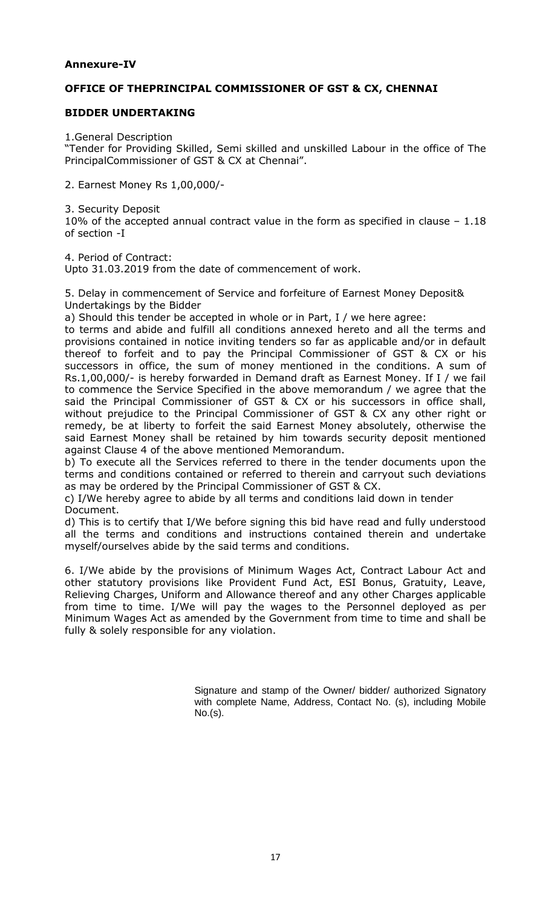**Annexure-IV**

**OFFICE OF THEPRINCIPAL COMMISSIONER OF GST & CX, CHENNAI**

**BIDDER UNDERTAKING**

1.General Description
"Tender for Providing Skilled, Semi skilled and unskilled Labour in the office of The PrincipalCommissioner of GST & CX at Chennai".

2. Earnest Money Rs 1,00,000/-

3. Security Deposit
10% of the accepted annual contract value in the form as specified in clause – 1.18 of section -I

4. Period of Contract:
Upto 31.03.2019 from the date of commencement of work.

5. Delay in commencement of Service and forfeiture of Earnest Money Deposit& Undertakings by the Bidder

a) Should this tender be accepted in whole or in Part, I / we here agree:
to terms and abide and fulfill all conditions annexed hereto and all the terms and provisions contained in notice inviting tenders so far as applicable and/or in default thereof to forfeit and to pay the Principal Commissioner of GST & CX or his successors in office, the sum of money mentioned in the conditions. A sum of Rs.1,00,000/- is hereby forwarded in Demand draft as Earnest Money. If I / we fail to commence the Service Specified in the above memorandum / we agree that the said the Principal Commissioner of GST & CX or his successors in office shall, without prejudice to the Principal Commissioner of GST & CX any other right or remedy, be at liberty to forfeit the said Earnest Money absolutely, otherwise the said Earnest Money shall be retained by him towards security deposit mentioned against Clause 4 of the above mentioned Memorandum.

b) To execute all the Services referred to there in the tender documents upon the terms and conditions contained or referred to therein and carryout such deviations as may be ordered by the Principal Commissioner of GST & CX.

c) I/We hereby agree to abide by all terms and conditions laid down in tender Document.

d) This is to certify that I/We before signing this bid have read and fully understood all the terms and conditions and instructions contained therein and undertake myself/ourselves abide by the said terms and conditions.

6. I/We abide by the provisions of Minimum Wages Act, Contract Labour Act and other statutory provisions like Provident Fund Act, ESI Bonus, Gratuity, Leave, Relieving Charges, Uniform and Allowance thereof and any other Charges applicable from time to time. I/We will pay the wages to the Personnel deployed as per Minimum Wages Act as amended by the Government from time to time and shall be fully & solely responsible for any violation.

Signature and stamp of the Owner/ bidder/ authorized Signatory with complete Name, Address, Contact No. (s), including Mobile No.(s).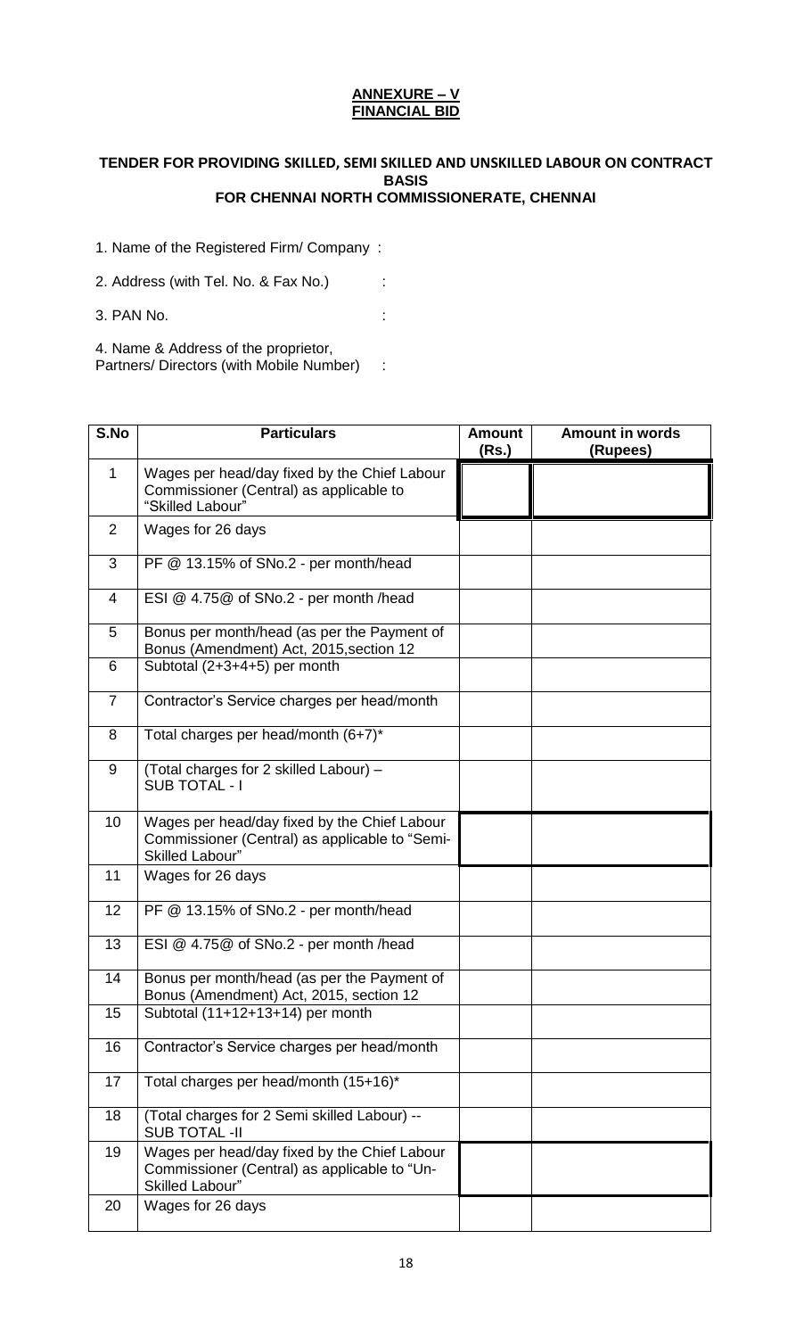**ANNEXURE – V**
**FINANCIAL BID**

**TENDER FOR PROVIDING SKILLED, SEMI SKILLED AND UNSKILLED LABOUR ON CONTRACT BASIS**
**FOR CHENNAI NORTH COMMISSIONERATE, CHENNAI**

1. Name of the Registered Firm/ Company :

2. Address (with Tel. No. & Fax No.) :

3. PAN No. :

4. Name & Address of the proprietor, Partners/ Directors (with Mobile Number) :

| S.No | Particulars | Amount (Rs.) | Amount in words (Rupees) |
|---|---|---|---|
| 1 | Wages per head/day fixed by the Chief Labour Commissioner (Central) as applicable to "Skilled Labour" | | |
| 2 | Wages for 26 days | | |
| 3 | PF @ 13.15% of SNo.2 - per month/head | | |
| 4 | ESI @ 4.75@ of SNo.2 - per month /head | | |
| 5 | Bonus per month/head (as per the Payment of Bonus (Amendment) Act, 2015,section 12 | | |
| 6 | Subtotal (2+3+4+5) per month | | |
| 7 | Contractor's Service charges per head/month | | |
| 8 | Total charges per head/month (6+7)* | | |
| 9 | (Total charges for 2 skilled Labour) – SUB TOTAL - I | | |
| 10 | Wages per head/day fixed by the Chief Labour Commissioner (Central) as applicable to "Semi-Skilled Labour" | | |
| 11 | Wages for 26 days | | |
| 12 | PF @ 13.15% of SNo.2 - per month/head | | |
| 13 | ESI @ 4.75@ of SNo.2 - per month /head | | |
| 14 | Bonus per month/head (as per the Payment of Bonus (Amendment) Act, 2015, section 12 | | |
| 15 | Subtotal (11+12+13+14) per month | | |
| 16 | Contractor's Service charges per head/month | | |
| 17 | Total charges per head/month (15+16)* | | |
| 18 | (Total charges for 2 Semi skilled Labour) -- SUB TOTAL -II | | |
| 19 | Wages per head/day fixed by the Chief Labour Commissioner (Central) as applicable to "Un-Skilled Labour" | | |
| 20 | Wages for 26 days | | |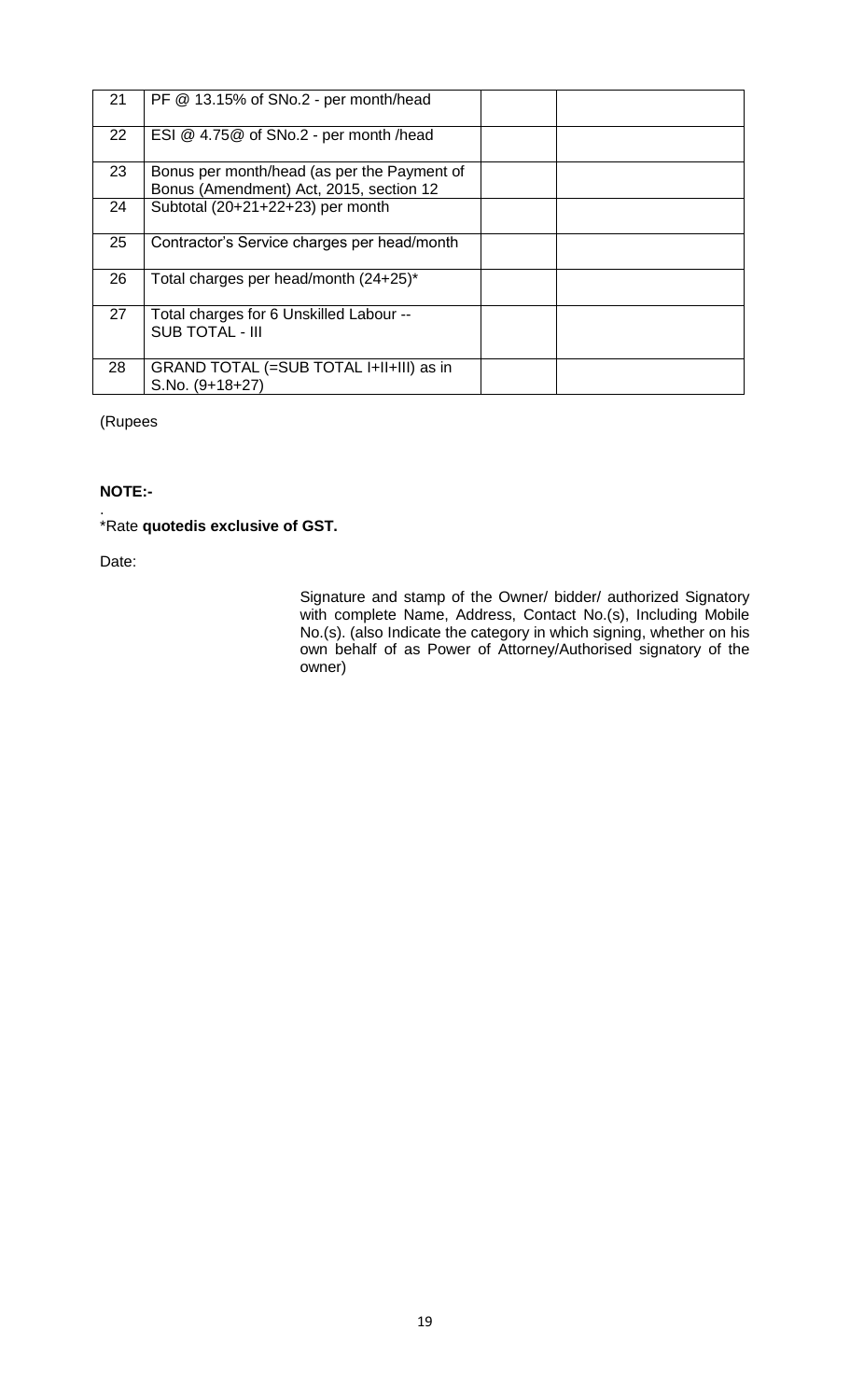| | | | |
|---|---|---|---|
| 21 | PF @ 13.15% of SNo.2 - per month/head | | |
| 22 | ESI @ 4.75@ of SNo.2 - per month /head | | |
| 23 | Bonus per month/head (as per the Payment of Bonus (Amendment) Act, 2015, section 12 | | |
| 24 | Subtotal (20+21+22+23) per month | | |
| 25 | Contractor's Service charges per head/month | | |
| 26 | Total charges per head/month (24+25)* | | |
| 27 | Total charges for 6 Unskilled Labour -- SUB TOTAL - III | | |
| 28 | GRAND TOTAL (=SUB TOTAL I+II+III) as in S.No. (9+18+27) | | |

(Rupees

**NOTE:-**

.
*Rate **quotedis exclusive of GST.**

Date:

Signature and stamp of the Owner/ bidder/ authorized Signatory with complete Name, Address, Contact No.(s), Including Mobile No.(s). (also Indicate the category in which signing, whether on his own behalf of as Power of Attorney/Authorised signatory of the owner)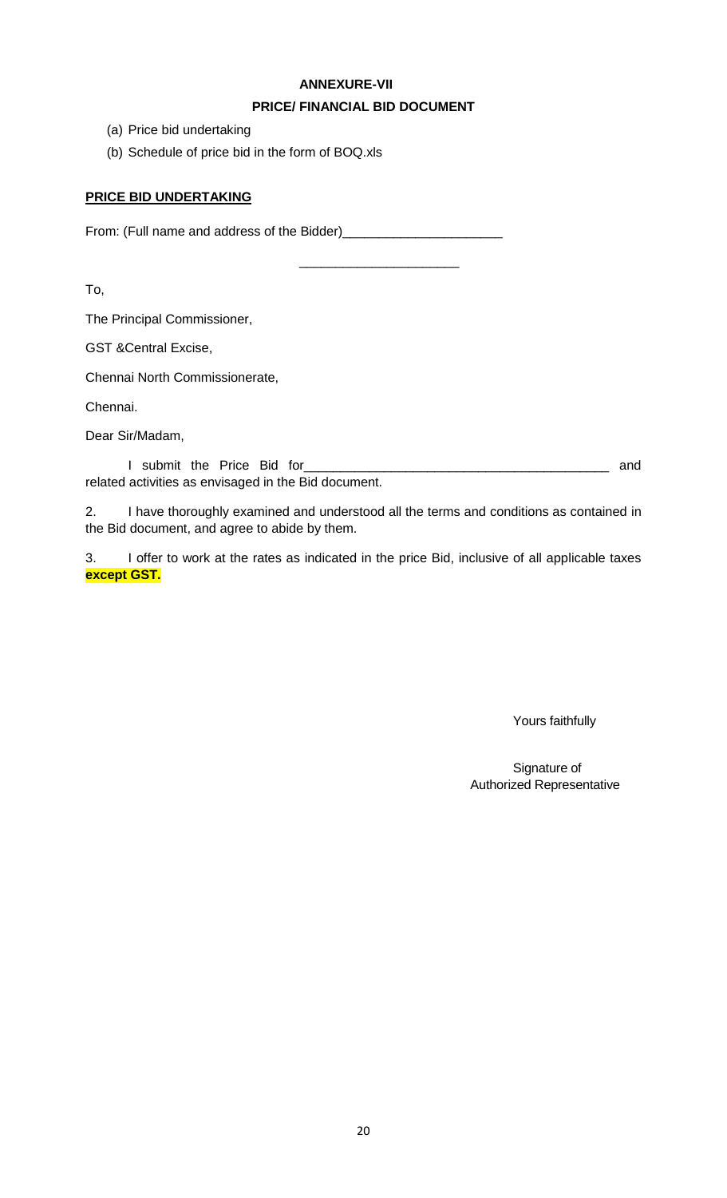**ANNEXURE-VII**

**PRICE/ FINANCIAL BID DOCUMENT**

(a) Price bid undertaking

(b) Schedule of price bid in the form of BOQ.xls

**PRICE BID UNDERTAKING**

From: (Full name and address of the Bidder)______________________

______________________

To,

The Principal Commissioner,

GST &Central Excise,

Chennai North Commissionerate,

Chennai.

Dear Sir/Madam,

I submit the Price Bid for__________________________________________ and related activities as envisaged in the Bid document.

2. I have thoroughly examined and understood all the terms and conditions as contained in the Bid document, and agree to abide by them.

3. I offer to work at the rates as indicated in the price Bid, inclusive of all applicable taxes **except GST.**

Yours faithfully

Signature of
Authorized Representative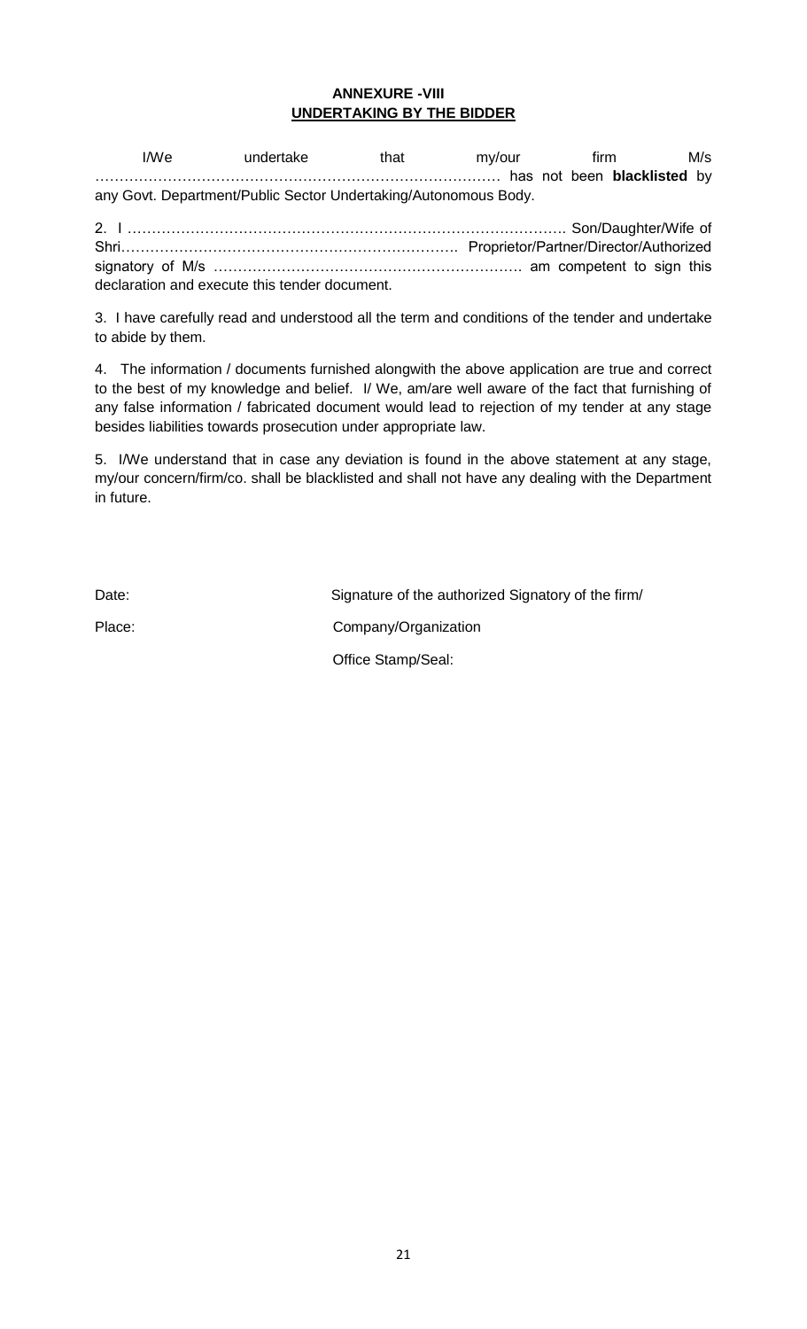**ANNEXURE -VIII**

**UNDERTAKING BY THE BIDDER**

I/We undertake that my/our firm M/s ………………………………………………………………………… has not been **blacklisted** by any Govt. Department/Public Sector Undertaking/Autonomous Body.

2. I ……………………………………………………………………………… Son/Daughter/Wife of Shri…………………………………………………………… Proprietor/Partner/Director/Authorized signatory of M/s ……………………………………………………… am competent to sign this declaration and execute this tender document.

3. I have carefully read and understood all the term and conditions of the tender and undertake to abide by them.

4. The information / documents furnished alongwith the above application are true and correct to the best of my knowledge and belief. I/ We, am/are well aware of the fact that furnishing of any false information / fabricated document would lead to rejection of my tender at any stage besides liabilities towards prosecution under appropriate law.

5. I/We understand that in case any deviation is found in the above statement at any stage, my/our concern/firm/co. shall be blacklisted and shall not have any dealing with the Department in future.

Date: Signature of the authorized Signatory of the firm/

Place: Company/Organization

Office Stamp/Seal: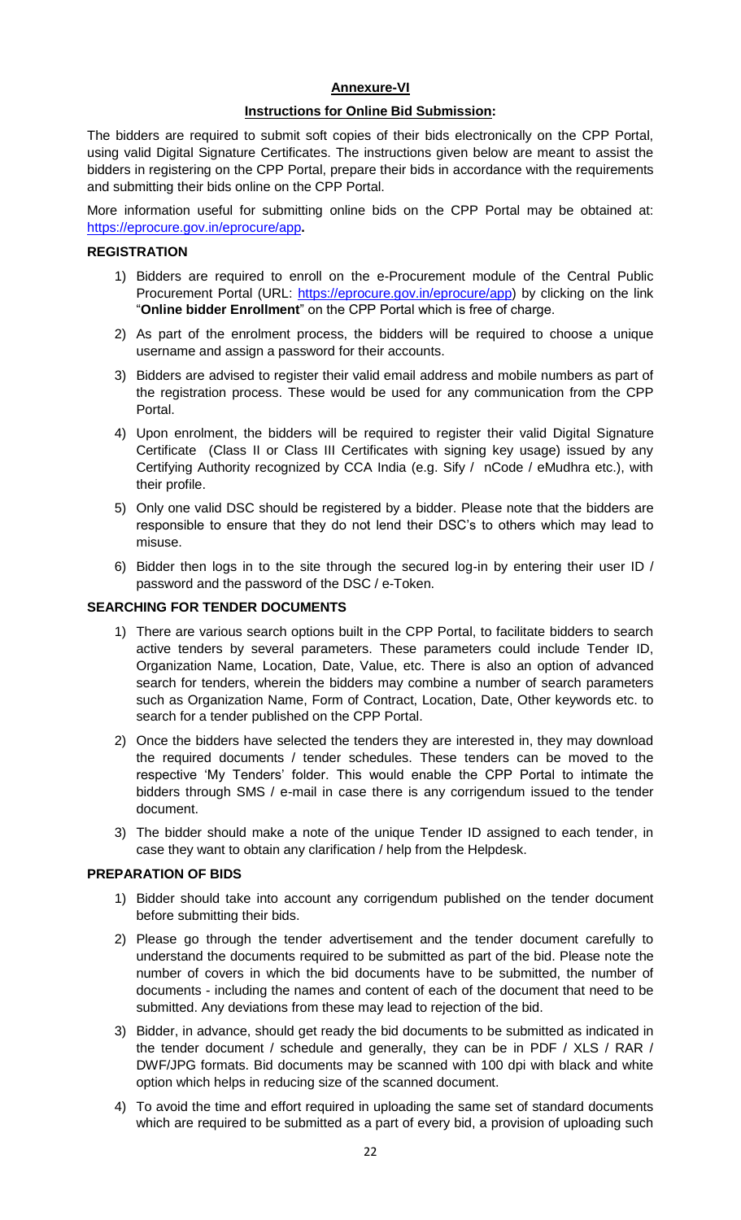## Annexure-VI

### Instructions for Online Bid Submission:

The bidders are required to submit soft copies of their bids electronically on the CPP Portal, using valid Digital Signature Certificates. The instructions given below are meant to assist the bidders in registering on the CPP Portal, prepare their bids in accordance with the requirements and submitting their bids online on the CPP Portal.

More information useful for submitting online bids on the CPP Portal may be obtained at: https://eprocure.gov.in/eprocure/app**.**

**REGISTRATION**

1) Bidders are required to enroll on the e-Procurement module of the Central Public Procurement Portal (URL: https://eprocure.gov.in/eprocure/app) by clicking on the link "**Online bidder Enrollment**" on the CPP Portal which is free of charge.
2) As part of the enrolment process, the bidders will be required to choose a unique username and assign a password for their accounts.
3) Bidders are advised to register their valid email address and mobile numbers as part of the registration process. These would be used for any communication from the CPP Portal.
4) Upon enrolment, the bidders will be required to register their valid Digital Signature Certificate (Class II or Class III Certificates with signing key usage) issued by any Certifying Authority recognized by CCA India (e.g. Sify / nCode / eMudhra etc.), with their profile.
5) Only one valid DSC should be registered by a bidder. Please note that the bidders are responsible to ensure that they do not lend their DSC's to others which may lead to misuse.
6) Bidder then logs in to the site through the secured log-in by entering their user ID / password and the password of the DSC / e-Token.

**SEARCHING FOR TENDER DOCUMENTS**

1) There are various search options built in the CPP Portal, to facilitate bidders to search active tenders by several parameters. These parameters could include Tender ID, Organization Name, Location, Date, Value, etc. There is also an option of advanced search for tenders, wherein the bidders may combine a number of search parameters such as Organization Name, Form of Contract, Location, Date, Other keywords etc. to search for a tender published on the CPP Portal.
2) Once the bidders have selected the tenders they are interested in, they may download the required documents / tender schedules. These tenders can be moved to the respective 'My Tenders' folder. This would enable the CPP Portal to intimate the bidders through SMS / e-mail in case there is any corrigendum issued to the tender document.
3) The bidder should make a note of the unique Tender ID assigned to each tender, in case they want to obtain any clarification / help from the Helpdesk.

**PREPARATION OF BIDS**

1) Bidder should take into account any corrigendum published on the tender document before submitting their bids.
2) Please go through the tender advertisement and the tender document carefully to understand the documents required to be submitted as part of the bid. Please note the number of covers in which the bid documents have to be submitted, the number of documents - including the names and content of each of the document that need to be submitted. Any deviations from these may lead to rejection of the bid.
3) Bidder, in advance, should get ready the bid documents to be submitted as indicated in the tender document / schedule and generally, they can be in PDF / XLS / RAR / DWF/JPG formats. Bid documents may be scanned with 100 dpi with black and white option which helps in reducing size of the scanned document.
4) To avoid the time and effort required in uploading the same set of standard documents which are required to be submitted as a part of every bid, a provision of uploading such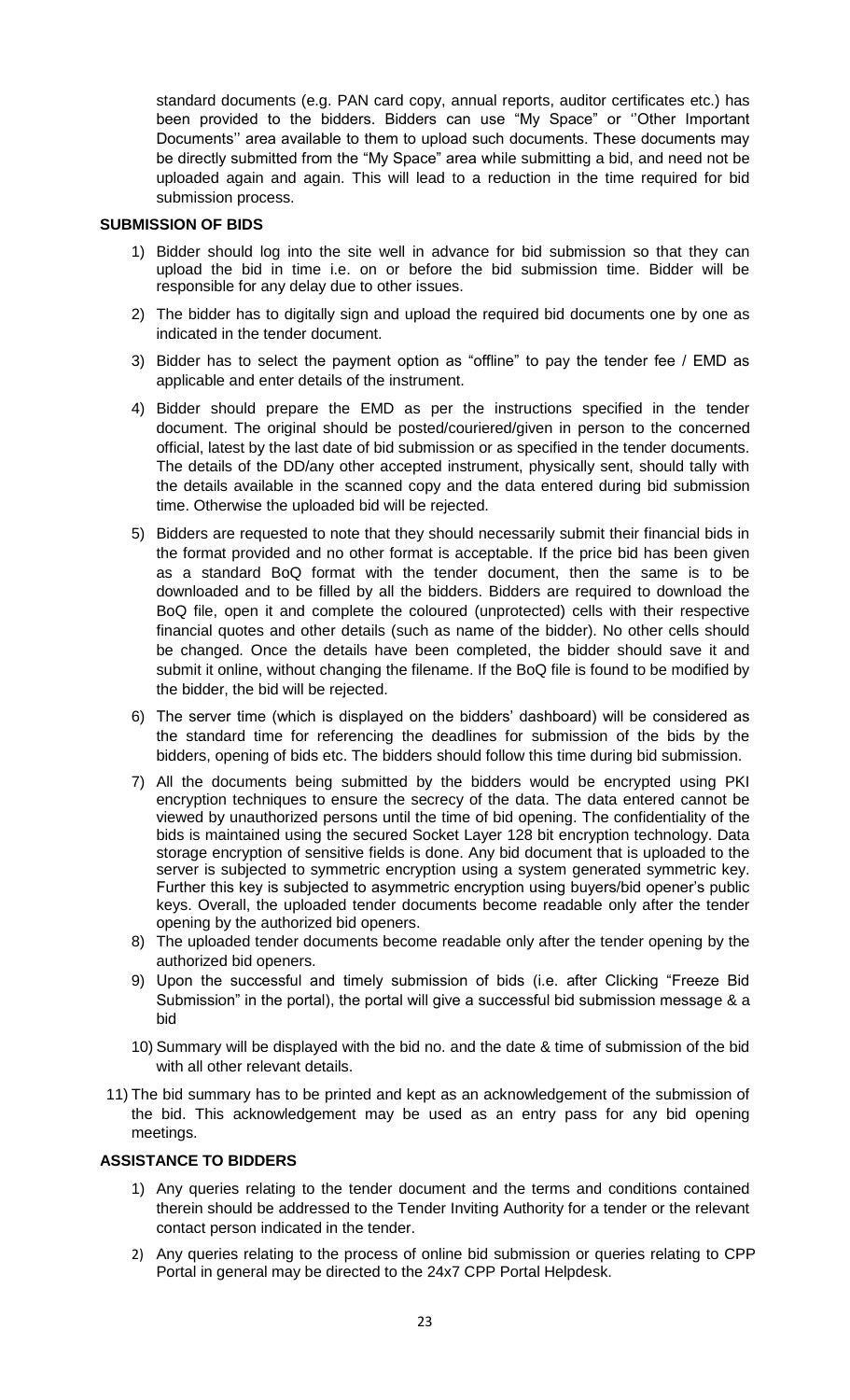standard documents (e.g. PAN card copy, annual reports, auditor certificates etc.) has been provided to the bidders. Bidders can use "My Space" or ''Other Important Documents'' area available to them to upload such documents. These documents may be directly submitted from the "My Space" area while submitting a bid, and need not be uploaded again and again. This will lead to a reduction in the time required for bid submission process.

**SUBMISSION OF BIDS**

1) Bidder should log into the site well in advance for bid submission so that they can upload the bid in time i.e. on or before the bid submission time. Bidder will be responsible for any delay due to other issues.
2) The bidder has to digitally sign and upload the required bid documents one by one as indicated in the tender document.
3) Bidder has to select the payment option as "offline" to pay the tender fee / EMD as applicable and enter details of the instrument.
4) Bidder should prepare the EMD as per the instructions specified in the tender document. The original should be posted/couriered/given in person to the concerned official, latest by the last date of bid submission or as specified in the tender documents. The details of the DD/any other accepted instrument, physically sent, should tally with the details available in the scanned copy and the data entered during bid submission time. Otherwise the uploaded bid will be rejected.
5) Bidders are requested to note that they should necessarily submit their financial bids in the format provided and no other format is acceptable. If the price bid has been given as a standard BoQ format with the tender document, then the same is to be downloaded and to be filled by all the bidders. Bidders are required to download the BoQ file, open it and complete the coloured (unprotected) cells with their respective financial quotes and other details (such as name of the bidder). No other cells should be changed. Once the details have been completed, the bidder should save it and submit it online, without changing the filename. If the BoQ file is found to be modified by the bidder, the bid will be rejected.
6) The server time (which is displayed on the bidders' dashboard) will be considered as the standard time for referencing the deadlines for submission of the bids by the bidders, opening of bids etc. The bidders should follow this time during bid submission.
7) All the documents being submitted by the bidders would be encrypted using PKI encryption techniques to ensure the secrecy of the data. The data entered cannot be viewed by unauthorized persons until the time of bid opening. The confidentiality of the bids is maintained using the secured Socket Layer 128 bit encryption technology. Data storage encryption of sensitive fields is done. Any bid document that is uploaded to the server is subjected to symmetric encryption using a system generated symmetric key. Further this key is subjected to asymmetric encryption using buyers/bid opener's public keys. Overall, the uploaded tender documents become readable only after the tender opening by the authorized bid openers.
8) The uploaded tender documents become readable only after the tender opening by the authorized bid openers.
9) Upon the successful and timely submission of bids (i.e. after Clicking "Freeze Bid Submission" in the portal), the portal will give a successful bid submission message & a bid
10) Summary will be displayed with the bid no. and the date & time of submission of the bid with all other relevant details.
11) The bid summary has to be printed and kept as an acknowledgement of the submission of the bid. This acknowledgement may be used as an entry pass for any bid opening meetings.

**ASSISTANCE TO BIDDERS**

1) Any queries relating to the tender document and the terms and conditions contained therein should be addressed to the Tender Inviting Authority for a tender or the relevant contact person indicated in the tender.
2) Any queries relating to the process of online bid submission or queries relating to CPP Portal in general may be directed to the 24x7 CPP Portal Helpdesk.